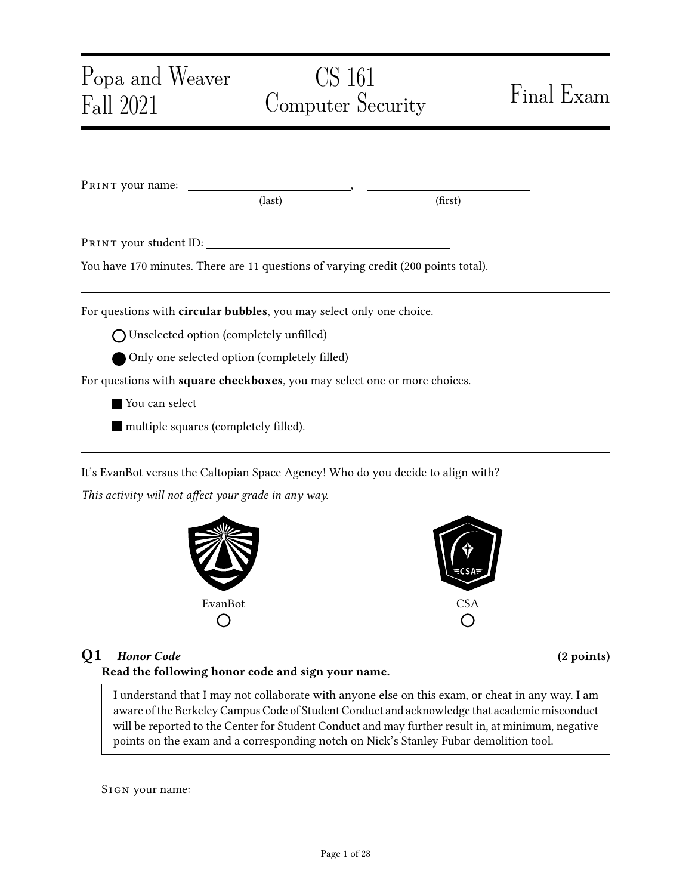# Popa and Weaver — Fall 2021

# CS 161 Computer Security

# Final Exam

PRINT your name: \_\_\_\_\_\_\_\_\_\_\_\_\_\_\_\_\_\_\_\_\_\_\_\_\_\_, \_\_\_\_\_\_\_\_\_\_\_\_\_\_\_\_\_\_\_\_\_\_\_\_\_\_
(last) (first)

PRINT your student ID: \_\_\_\_\_\_\_\_\_\_\_\_\_\_\_\_\_\_\_\_\_\_\_\_\_\_\_\_\_\_\_\_\_\_\_\_\_\_\_\_

You have 170 minutes. There are 11 questions of varying credit (200 points total).

---

For questions with **circular bubbles**, you may select only one choice.

- ○ Unselected option (completely unfilled)
- ● Only one selected option (completely filled)

For questions with **square checkboxes**, you may select one or more choices.

- ■ You can select
- ■ multiple squares (completely filled).

---

It's EvanBot versus the Caltopian Space Agency! Who do you decide to align with?

*This activity will not affect your grade in any way.*

EvanBot ○

CSA ○

---

## Q1 *Honor Code* (2 points)

**Read the following honor code and sign your name.**

> I understand that I may not collaborate with anyone else on this exam, or cheat in any way. I am aware of the Berkeley Campus Code of Student Conduct and acknowledge that academic misconduct will be reported to the Center for Student Conduct and may further result in, at minimum, negative points on the exam and a corresponding notch on Nick's Stanley Fubar demolition tool.

SIGN your name: \_\_\_\_\_\_\_\_\_\_\_\_\_\_\_\_\_\_\_\_\_\_\_\_\_\_\_\_\_\_\_\_\_\_\_\_\_\_\_\_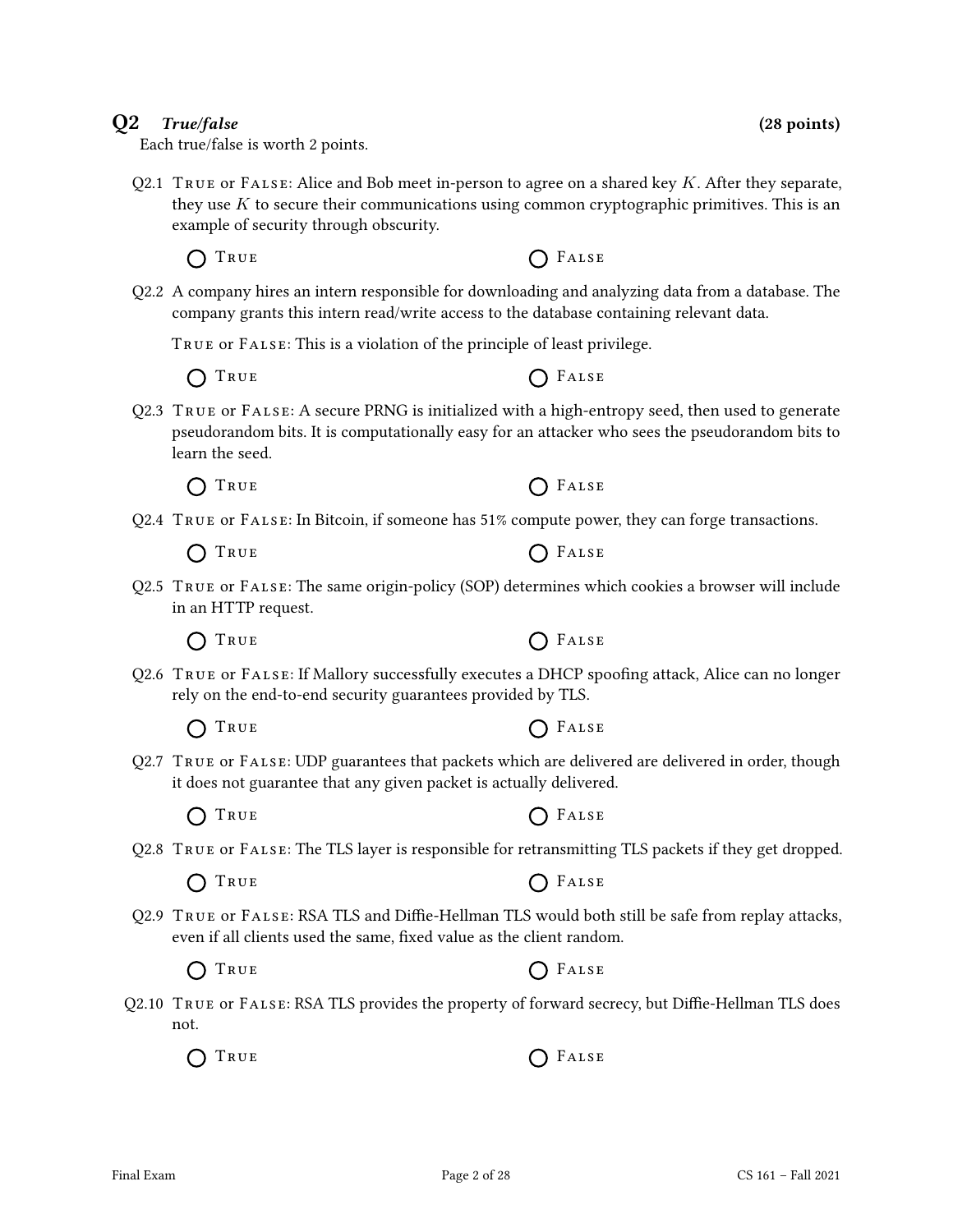## Q2 *True/false* (28 points)

Each true/false is worth 2 points.

Q2.1 TRUE or FALSE: Alice and Bob meet in-person to agree on a shared key $K$. After they separate, they use $K$ to secure their communications using common cryptographic primitives. This is an example of security through obscurity.

◯ TRUE ◯ FALSE

Q2.2 A company hires an intern responsible for downloading and analyzing data from a database. The company grants this intern read/write access to the database containing relevant data.

TRUE or FALSE: This is a violation of the principle of least privilege.

◯ TRUE ◯ FALSE

Q2.3 TRUE or FALSE: A secure PRNG is initialized with a high-entropy seed, then used to generate pseudorandom bits. It is computationally easy for an attacker who sees the pseudorandom bits to learn the seed.

◯ TRUE ◯ FALSE

Q2.4 TRUE or FALSE: In Bitcoin, if someone has 51% compute power, they can forge transactions.

◯ TRUE ◯ FALSE

Q2.5 TRUE or FALSE: The same origin-policy (SOP) determines which cookies a browser will include in an HTTP request.

◯ TRUE ◯ FALSE

Q2.6 TRUE or FALSE: If Mallory successfully executes a DHCP spoofing attack, Alice can no longer rely on the end-to-end security guarantees provided by TLS.

◯ TRUE ◯ FALSE

Q2.7 TRUE or FALSE: UDP guarantees that packets which are delivered are delivered in order, though it does not guarantee that any given packet is actually delivered.

◯ TRUE ◯ FALSE

Q2.8 TRUE or FALSE: The TLS layer is responsible for retransmitting TLS packets if they get dropped.

◯ TRUE ◯ FALSE

Q2.9 TRUE or FALSE: RSA TLS and Diffie-Hellman TLS would both still be safe from replay attacks, even if all clients used the same, fixed value as the client random.

◯ TRUE ◯ FALSE

Q2.10 TRUE or FALSE: RSA TLS provides the property of forward secrecy, but Diffie-Hellman TLS does not.

◯ TRUE ◯ FALSE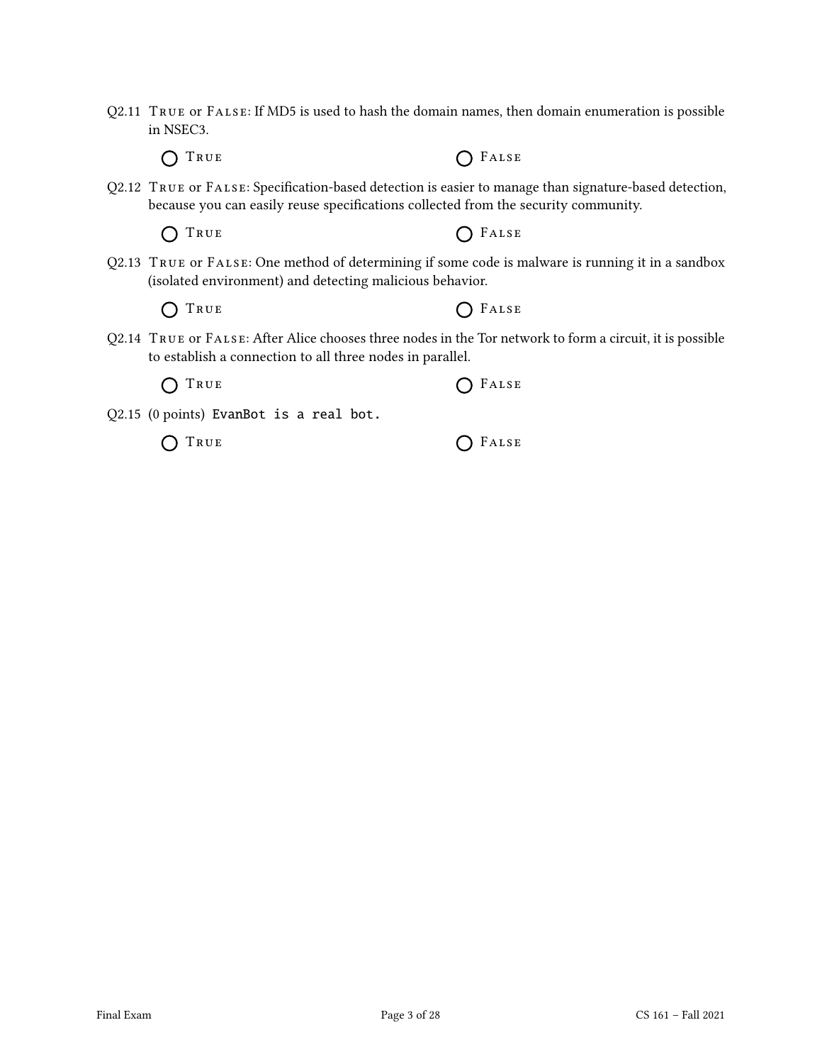Q2.11 True or False: If MD5 is used to hash the domain names, then domain enumeration is possible in NSEC3.

◯ True ◯ False

Q2.12 True or False: Specification-based detection is easier to manage than signature-based detection, because you can easily reuse specifications collected from the security community.

◯ True ◯ False

Q2.13 True or False: One method of determining if some code is malware is running it in a sandbox (isolated environment) and detecting malicious behavior.

◯ True ◯ False

Q2.14 True or False: After Alice chooses three nodes in the Tor network to form a circuit, it is possible to establish a connection to all three nodes in parallel.

◯ True ◯ False

Q2.15 (0 points) `EvanBot is a real bot.`

◯ True ◯ False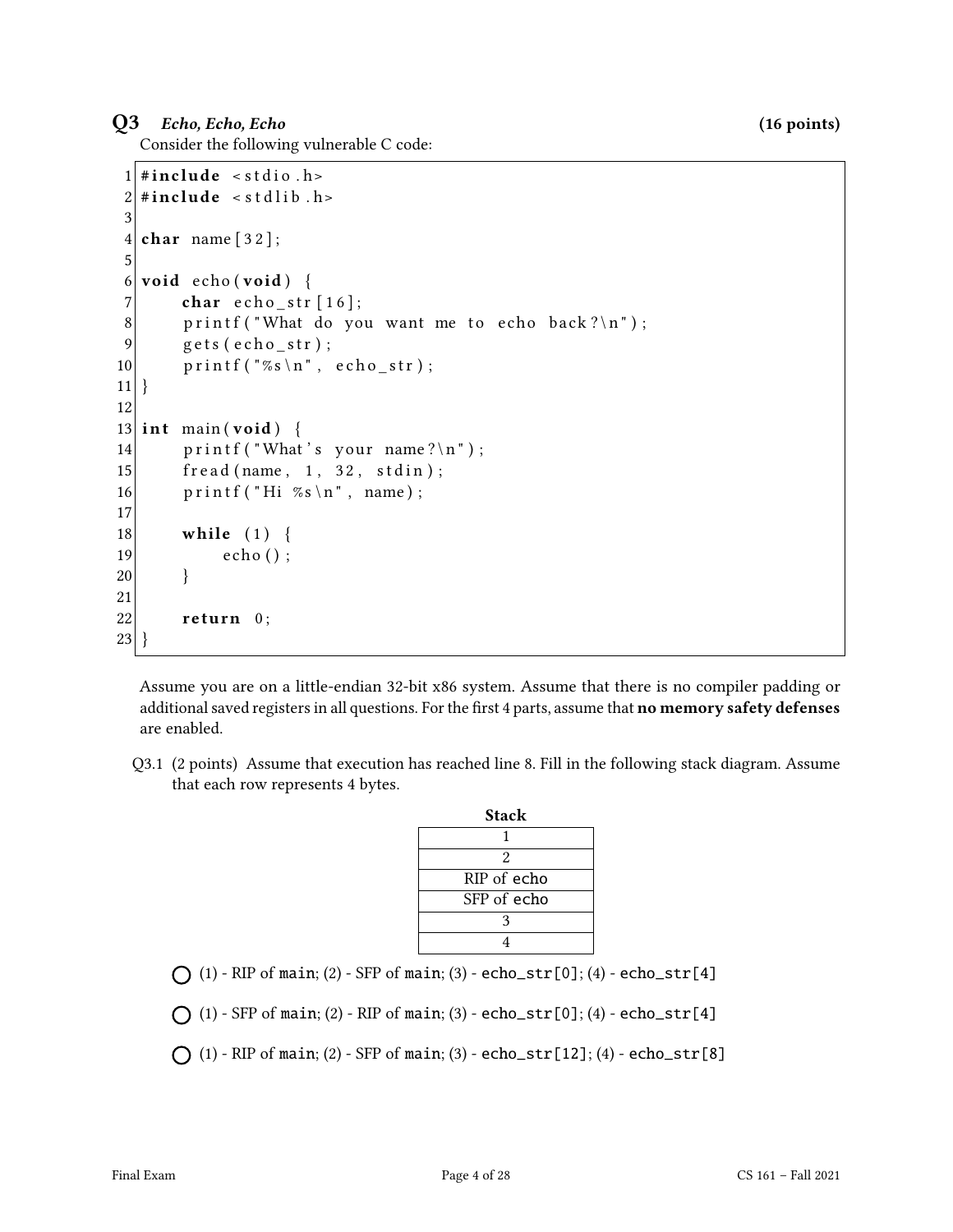## Q3 *Echo, Echo, Echo* (16 points)

Consider the following vulnerable C code:

```
 1 #include <stdio.h>
 2 #include <stdlib.h>
 3
 4 char name[32];
 5
 6 void echo(void) {
 7     char echo_str[16];
 8     printf("What do you want me to echo back?\n");
 9     gets(echo_str);
10     printf("%s\n", echo_str);
11 }
12
13 int main(void) {
14     printf("What's your name?\n");
15     fread(name, 1, 32, stdin);
16     printf("Hi %s\n", name);
17
18     while (1) {
19         echo();
20     }
21
22     return 0;
23 }
```

Assume you are on a little-endian 32-bit x86 system. Assume that there is no compiler padding or additional saved registers in all questions. For the first 4 parts, assume that **no memory safety defenses** are enabled.

Q3.1 (2 points) Assume that execution has reached line 8. Fill in the following stack diagram. Assume that each row represents 4 bytes.

| **Stack** |
| --- |
| 1 |
| 2 |
| RIP of echo |
| SFP of echo |
| 3 |
| 4 |

○ (1) - RIP of main; (2) - SFP of main; (3) - echo_str[0]; (4) - echo_str[4]

○ (1) - SFP of main; (2) - RIP of main; (3) - echo_str[0]; (4) - echo_str[4]

○ (1) - RIP of main; (2) - SFP of main; (3) - echo_str[12]; (4) - echo_str[8]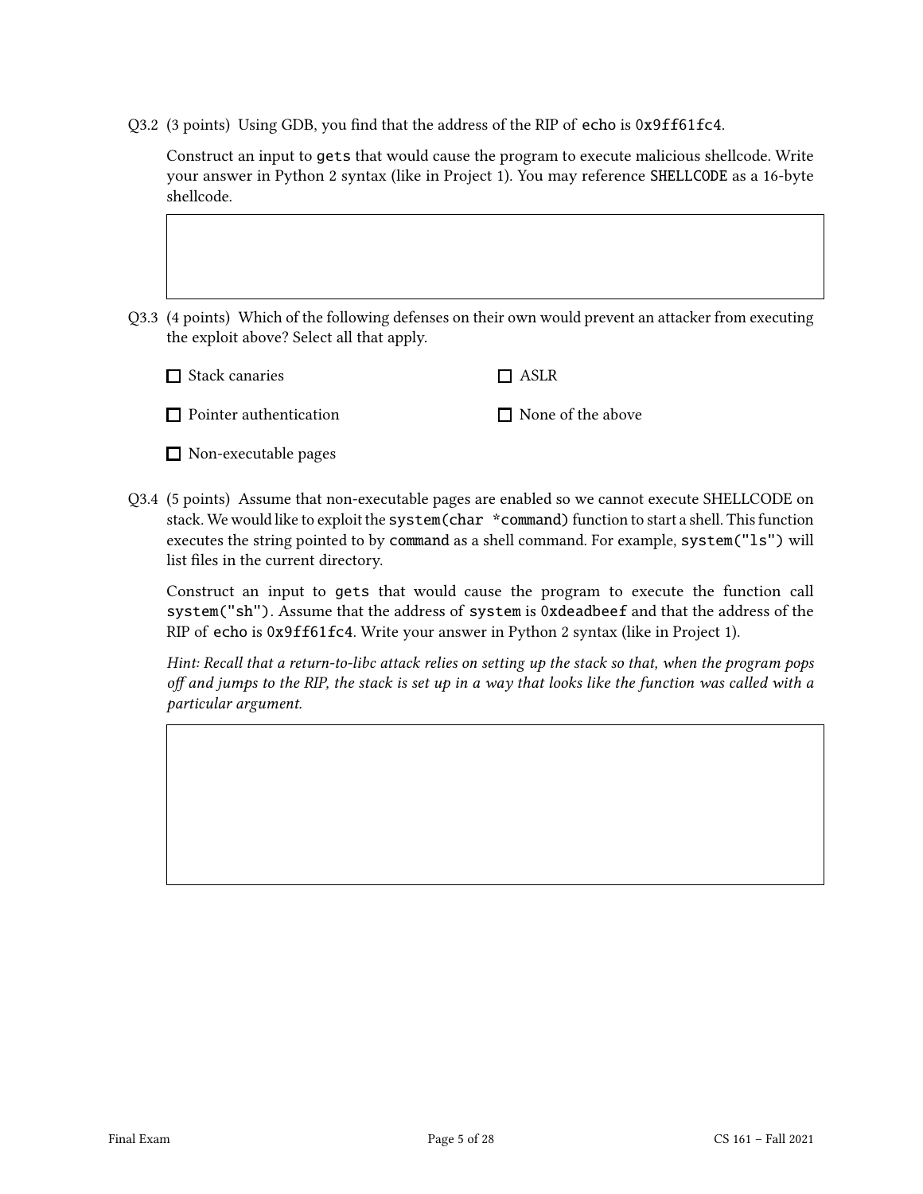Q3.2 (3 points) Using GDB, you find that the address of the RIP of `echo` is `0x9ff61fc4`.

Construct an input to `gets` that would cause the program to execute malicious shellcode. Write your answer in Python 2 syntax (like in Project 1). You may reference `SHELLCODE` as a 16-byte shellcode.

Q3.3 (4 points) Which of the following defenses on their own would prevent an attacker from executing the exploit above? Select all that apply.

- ☐ Stack canaries
- ☐ ASLR
- ☐ Pointer authentication
- ☐ None of the above
- ☐ Non-executable pages

Q3.4 (5 points) Assume that non-executable pages are enabled so we cannot execute SHELLCODE on stack. We would like to exploit the `system(char *command)` function to start a shell. This function executes the string pointed to by `command` as a shell command. For example, `system("ls")` will list files in the current directory.

Construct an input to `gets` that would cause the program to execute the function call `system("sh")`. Assume that the address of `system` is `0xdeadbeef` and that the address of the RIP of `echo` is `0x9ff61fc4`. Write your answer in Python 2 syntax (like in Project 1).

*Hint: Recall that a return-to-libc attack relies on setting up the stack so that, when the program pops off and jumps to the RIP, the stack is set up in a way that looks like the function was called with a particular argument.*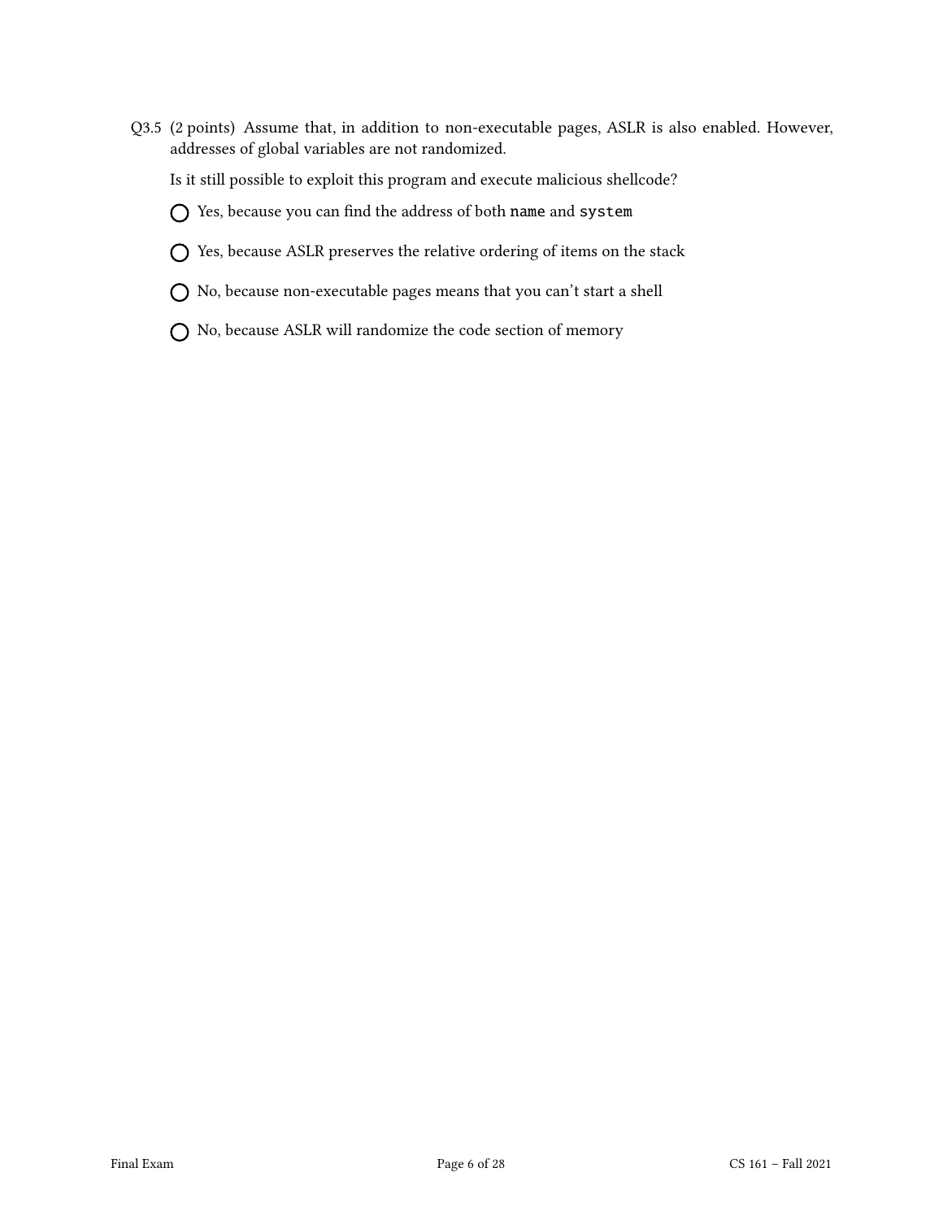Q3.5 (2 points) Assume that, in addition to non-executable pages, ASLR is also enabled. However, addresses of global variables are not randomized.

Is it still possible to exploit this program and execute malicious shellcode?

◯ Yes, because you can find the address of both `name` and `system`

◯ Yes, because ASLR preserves the relative ordering of items on the stack

◯ No, because non-executable pages means that you can't start a shell

◯ No, because ASLR will randomize the code section of memory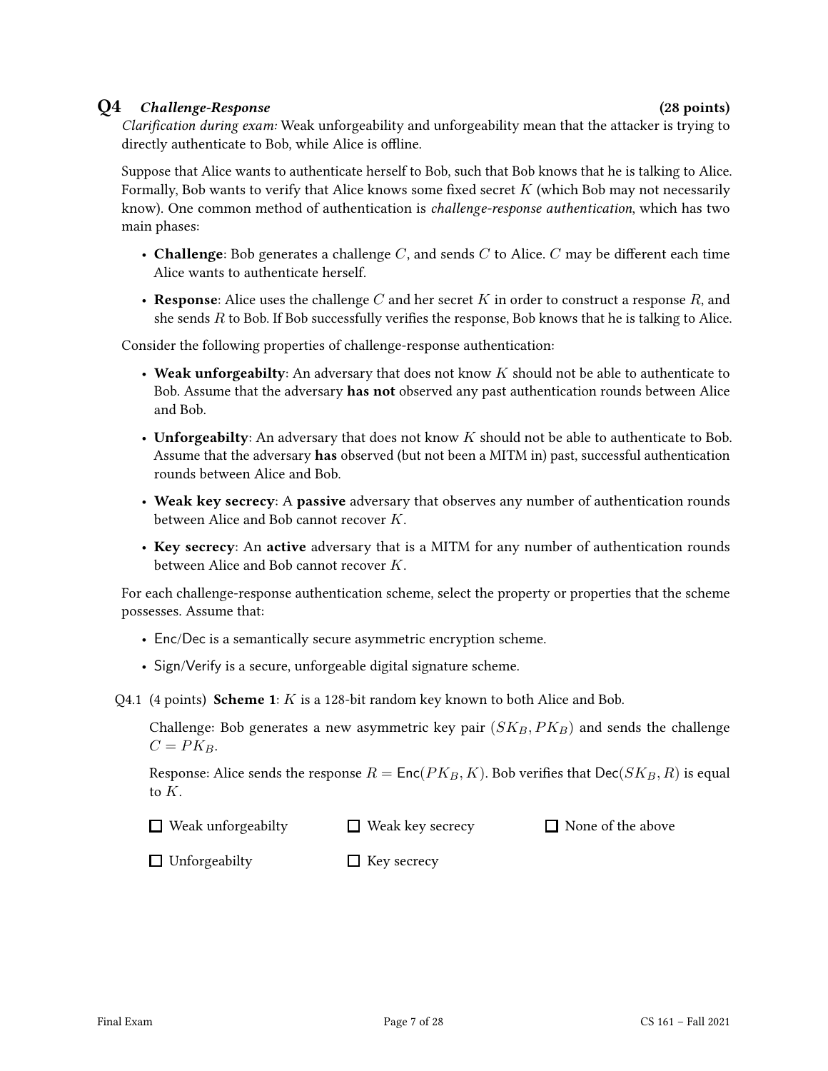## Q4 *Challenge-Response* (28 points)

*Clarification during exam:* Weak unforgeability and unforgeability mean that the attacker is trying to directly authenticate to Bob, while Alice is offline.

Suppose that Alice wants to authenticate herself to Bob, such that Bob knows that he is talking to Alice. Formally, Bob wants to verify that Alice knows some fixed secret $K$ (which Bob may not necessarily know). One common method of authentication is *challenge-response authentication*, which has two main phases:

- **Challenge**: Bob generates a challenge $C$, and sends $C$ to Alice. $C$ may be different each time Alice wants to authenticate herself.
- **Response**: Alice uses the challenge $C$ and her secret $K$ in order to construct a response $R$, and she sends $R$ to Bob. If Bob successfully verifies the response, Bob knows that he is talking to Alice.

Consider the following properties of challenge-response authentication:

- **Weak unforgeabilty**: An adversary that does not know $K$ should not be able to authenticate to Bob. Assume that the adversary **has not** observed any past authentication rounds between Alice and Bob.
- **Unforgeabilty**: An adversary that does not know $K$ should not be able to authenticate to Bob. Assume that the adversary **has** observed (but not been a MITM in) past, successful authentication rounds between Alice and Bob.
- **Weak key secrecy**: A **passive** adversary that observes any number of authentication rounds between Alice and Bob cannot recover $K$.
- **Key secrecy**: An **active** adversary that is a MITM for any number of authentication rounds between Alice and Bob cannot recover $K$.

For each challenge-response authentication scheme, select the property or properties that the scheme possesses. Assume that:

- Enc/Dec is a semantically secure asymmetric encryption scheme.
- Sign/Verify is a secure, unforgeable digital signature scheme.

Q4.1 (4 points) **Scheme 1**: $K$ is a 128-bit random key known to both Alice and Bob.

Challenge: Bob generates a new asymmetric key pair $(SK_B, PK_B)$ and sends the challenge $C = PK_B$.

Response: Alice sends the response $R = \mathsf{Enc}(PK_B, K)$. Bob verifies that $\mathsf{Dec}(SK_B, R)$ is equal to $K$.

☐ Weak unforgeabilty ☐ Weak key secrecy ☐ None of the above

☐ Unforgeabilty ☐ Key secrecy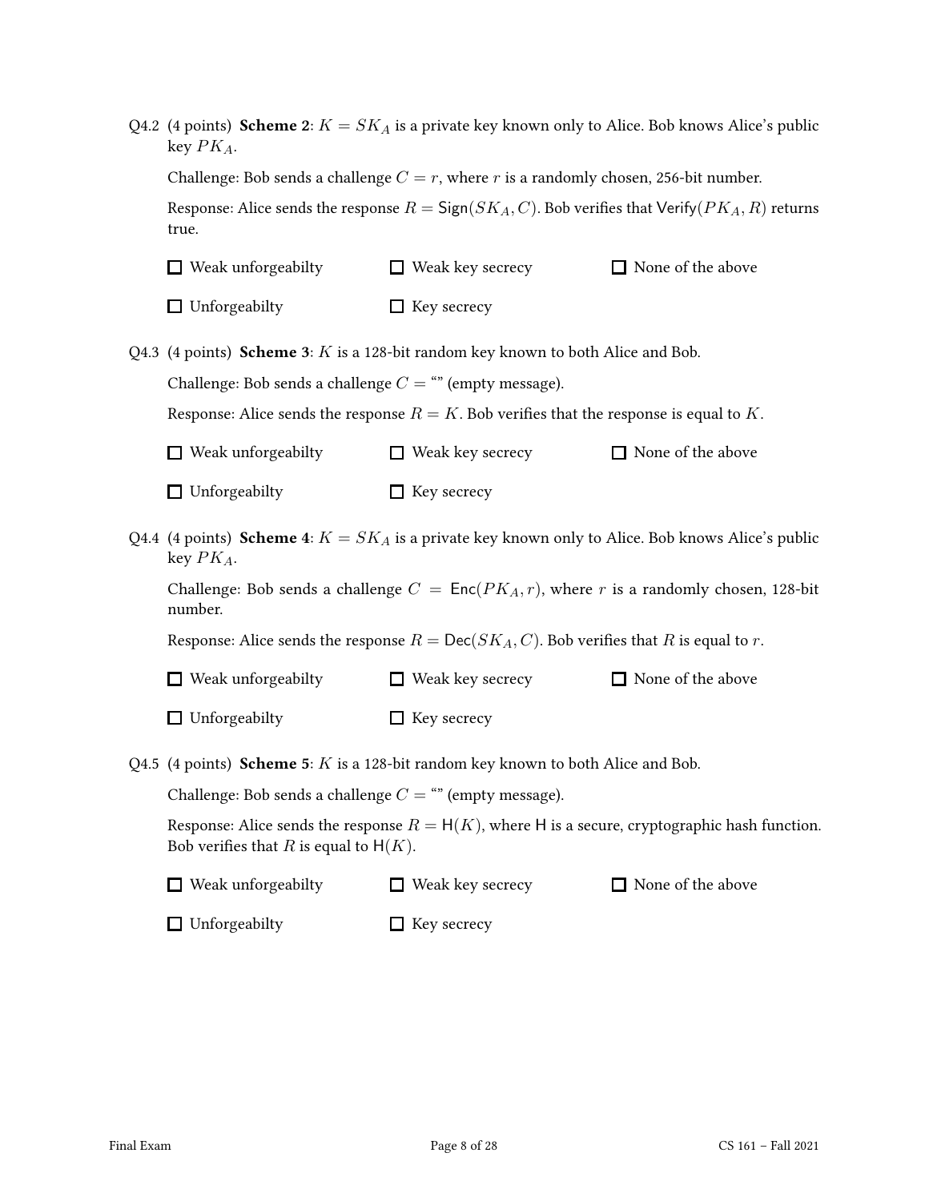Q4.2 (4 points) **Scheme 2**: $K = SK_A$ is a private key known only to Alice. Bob knows Alice's public key $PK_A$.

Challenge: Bob sends a challenge $C = r$, where $r$ is a randomly chosen, 256-bit number.

Response: Alice sends the response $R = \mathsf{Sign}(SK_A, C)$. Bob verifies that $\mathsf{Verify}(PK_A, R)$ returns true.

- ☐ Weak unforgeabilty
- ☐ Weak key secrecy
- ☐ None of the above
- ☐ Unforgeabilty
- ☐ Key secrecy

Q4.3 (4 points) **Scheme 3**: $K$ is a 128-bit random key known to both Alice and Bob.

Challenge: Bob sends a challenge $C$ = "" (empty message).

Response: Alice sends the response $R = K$. Bob verifies that the response is equal to $K$.

- ☐ Weak unforgeabilty
- ☐ Weak key secrecy
- ☐ None of the above
- ☐ Unforgeabilty
- ☐ Key secrecy

Q4.4 (4 points) **Scheme 4**: $K = SK_A$ is a private key known only to Alice. Bob knows Alice's public key $PK_A$.

Challenge: Bob sends a challenge $C = \mathsf{Enc}(PK_A, r)$, where $r$ is a randomly chosen, 128-bit number.

Response: Alice sends the response $R = \mathsf{Dec}(SK_A, C)$. Bob verifies that $R$ is equal to $r$.

- ☐ Weak unforgeabilty
- ☐ Weak key secrecy
- ☐ None of the above
- ☐ Unforgeabilty
- ☐ Key secrecy

Q4.5 (4 points) **Scheme 5**: $K$ is a 128-bit random key known to both Alice and Bob.

Challenge: Bob sends a challenge $C$ = "" (empty message).

Response: Alice sends the response $R = \mathsf{H}(K)$, where $\mathsf{H}$ is a secure, cryptographic hash function. Bob verifies that $R$ is equal to $\mathsf{H}(K)$.

- ☐ Weak unforgeabilty
- ☐ Weak key secrecy
- ☐ None of the above
- ☐ Unforgeabilty
- ☐ Key secrecy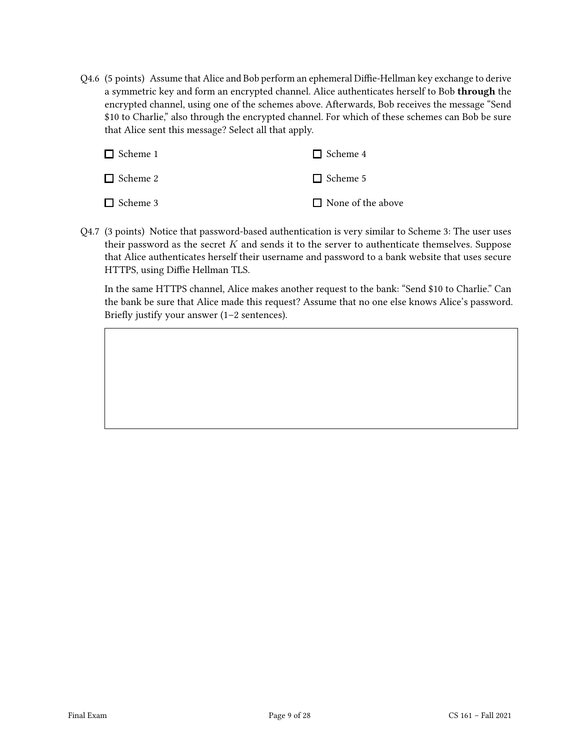Q4.6 (5 points) Assume that Alice and Bob perform an ephemeral Diffie-Hellman key exchange to derive a symmetric key and form an encrypted channel. Alice authenticates herself to Bob **through** the encrypted channel, using one of the schemes above. Afterwards, Bob receives the message "Send $10 to Charlie," also through the encrypted channel. For which of these schemes can Bob be sure that Alice sent this message? Select all that apply.

- ☐ Scheme 1
- ☐ Scheme 2
- ☐ Scheme 3
- ☐ Scheme 4
- ☐ Scheme 5
- ☐ None of the above

Q4.7 (3 points) Notice that password-based authentication is very similar to Scheme 3: The user uses their password as the secret $K$ and sends it to the server to authenticate themselves. Suppose that Alice authenticates herself their username and password to a bank website that uses secure HTTPS, using Diffie Hellman TLS.

In the same HTTPS channel, Alice makes another request to the bank: "Send $10 to Charlie." Can the bank be sure that Alice made this request? Assume that no one else knows Alice's password. Briefly justify your answer (1–2 sentences).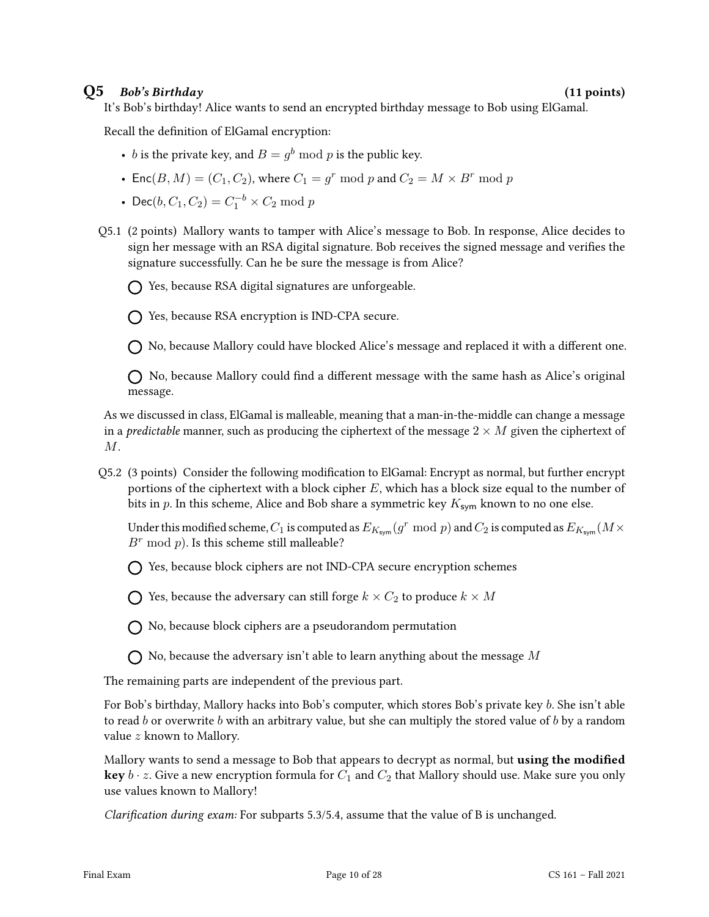## Q5 *Bob's Birthday* (11 points)

It's Bob's birthday! Alice wants to send an encrypted birthday message to Bob using ElGamal.

Recall the definition of ElGamal encryption:

- $b$ is the private key, and $B = g^b \bmod p$ is the public key.
- $\mathsf{Enc}(B, M) = (C_1, C_2)$, where $C_1 = g^r \bmod p$ and $C_2 = M \times B^r \bmod p$
- $\mathsf{Dec}(b, C_1, C_2) = C_1^{-b} \times C_2 \bmod p$

Q5.1 (2 points) Mallory wants to tamper with Alice's message to Bob. In response, Alice decides to sign her message with an RSA digital signature. Bob receives the signed message and verifies the signature successfully. Can he be sure the message is from Alice?

◯ Yes, because RSA digital signatures are unforgeable.

◯ Yes, because RSA encryption is IND-CPA secure.

◯ No, because Mallory could have blocked Alice's message and replaced it with a different one.

◯ No, because Mallory could find a different message with the same hash as Alice's original message.

As we discussed in class, ElGamal is malleable, meaning that a man-in-the-middle can change a message in a *predictable* manner, such as producing the ciphertext of the message $2 \times M$ given the ciphertext of $M$.

Q5.2 (3 points) Consider the following modification to ElGamal: Encrypt as normal, but further encrypt portions of the ciphertext with a block cipher $E$, which has a block size equal to the number of bits in $p$. In this scheme, Alice and Bob share a symmetric key $K_{\mathsf{sym}}$ known to no one else.

Under this modified scheme, $C_1$ is computed as $E_{K_{\mathsf{sym}}}(g^r \bmod p)$ and $C_2$ is computed as $E_{K_{\mathsf{sym}}}(M \times B^r \bmod p)$. Is this scheme still malleable?

◯ Yes, because block ciphers are not IND-CPA secure encryption schemes

◯ Yes, because the adversary can still forge $k \times C_2$ to produce $k \times M$

◯ No, because block ciphers are a pseudorandom permutation

◯ No, because the adversary isn't able to learn anything about the message $M$

The remaining parts are independent of the previous part.

For Bob's birthday, Mallory hacks into Bob's computer, which stores Bob's private key $b$. She isn't able to read $b$ or overwrite $b$ with an arbitrary value, but she can multiply the stored value of $b$ by a random value $z$ known to Mallory.

Mallory wants to send a message to Bob that appears to decrypt as normal, but **using the modified key** $b \cdot z$. Give a new encryption formula for $C_1$ and $C_2$ that Mallory should use. Make sure you only use values known to Mallory!

*Clarification during exam:* For subparts 5.3/5.4, assume that the value of B is unchanged.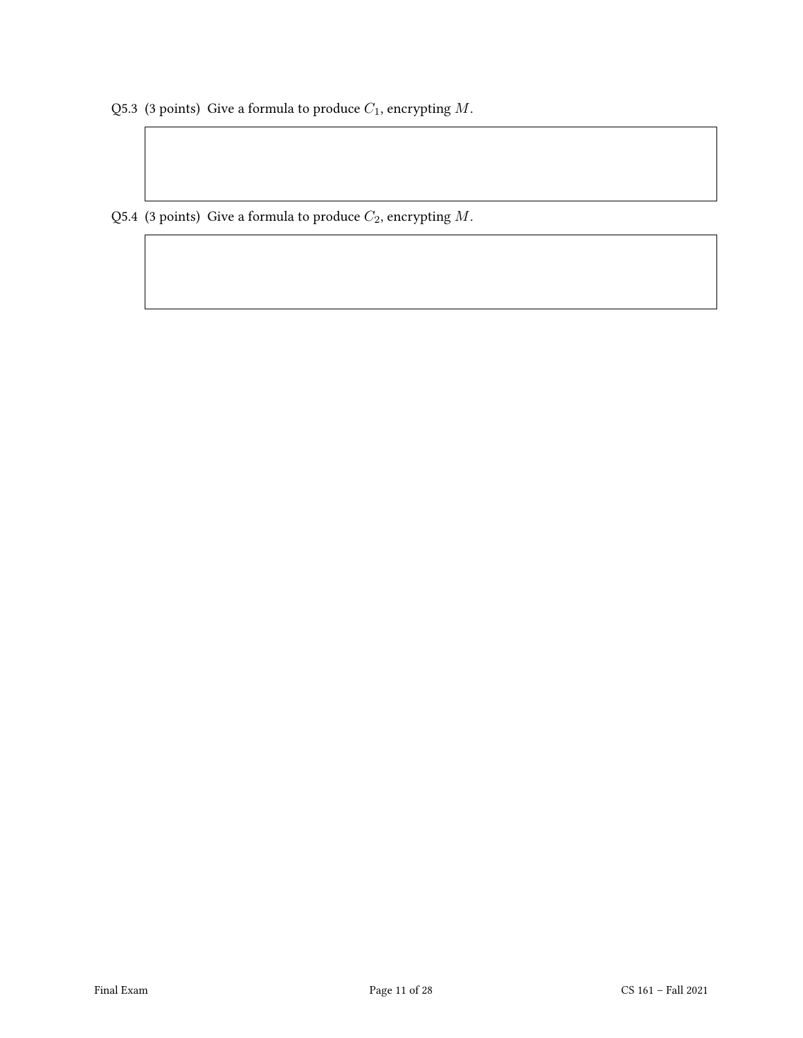Q5.3 (3 points) Give a formula to produce $C_1$, encrypting $M$.

Q5.4 (3 points) Give a formula to produce $C_2$, encrypting $M$.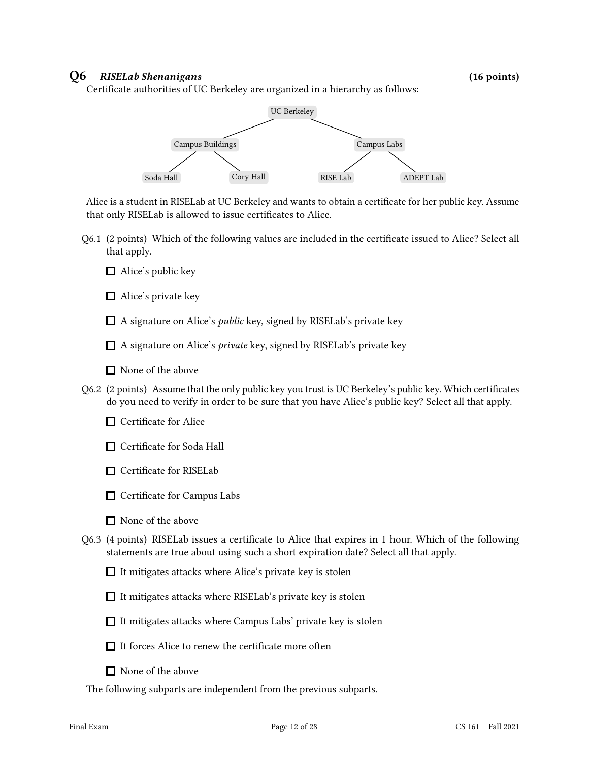## Q6 *RISELab Shenanigans* (16 points)

Certificate authorities of UC Berkeley are organized in a hierarchy as follows:

- UC Berkeley
  - Campus Buildings
    - Soda Hall
    - Cory Hall
  - Campus Labs
    - RISE Lab
    - ADEPT Lab

Alice is a student in RISELab at UC Berkeley and wants to obtain a certificate for her public key. Assume that only RISELab is allowed to issue certificates to Alice.

Q6.1 (2 points) Which of the following values are included in the certificate issued to Alice? Select all that apply.

- ☐ Alice's public key
- ☐ Alice's private key
- ☐ A signature on Alice's *public* key, signed by RISELab's private key
- ☐ A signature on Alice's *private* key, signed by RISELab's private key
- ☐ None of the above

Q6.2 (2 points) Assume that the only public key you trust is UC Berkeley's public key. Which certificates do you need to verify in order to be sure that you have Alice's public key? Select all that apply.

- ☐ Certificate for Alice
- ☐ Certificate for Soda Hall
- ☐ Certificate for RISELab
- ☐ Certificate for Campus Labs
- ☐ None of the above

Q6.3 (4 points) RISELab issues a certificate to Alice that expires in 1 hour. Which of the following statements are true about using such a short expiration date? Select all that apply.

- ☐ It mitigates attacks where Alice's private key is stolen
- ☐ It mitigates attacks where RISELab's private key is stolen
- ☐ It mitigates attacks where Campus Labs' private key is stolen
- ☐ It forces Alice to renew the certificate more often
- ☐ None of the above

The following subparts are independent from the previous subparts.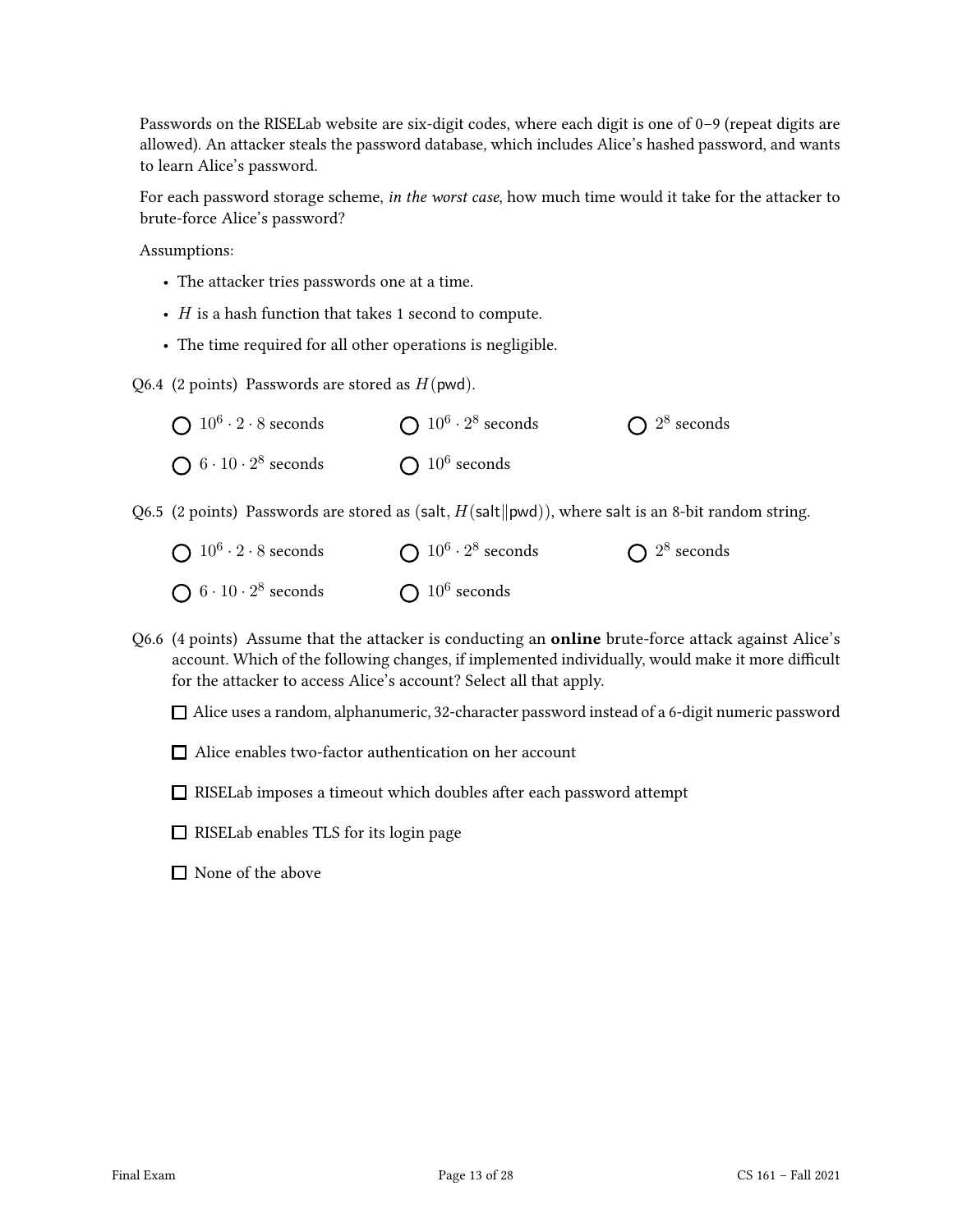Passwords on the RISELab website are six-digit codes, where each digit is one of 0–9 (repeat digits are allowed). An attacker steals the password database, which includes Alice's hashed password, and wants to learn Alice's password.

For each password storage scheme, *in the worst case*, how much time would it take for the attacker to brute-force Alice's password?

Assumptions:

- The attacker tries passwords one at a time.
- $H$ is a hash function that takes 1 second to compute.
- The time required for all other operations is negligible.

Q6.4 (2 points) Passwords are stored as $H(\mathsf{pwd})$.

- ◯ $10^6 \cdot 2 \cdot 8$ seconds
- ◯ $10^6 \cdot 2^8$ seconds
- ◯ $2^8$ seconds
- ◯ $6 \cdot 10 \cdot 2^8$ seconds
- ◯ $10^6$ seconds

Q6.5 (2 points) Passwords are stored as $(\mathsf{salt}, H(\mathsf{salt} \| \mathsf{pwd}))$, where $\mathsf{salt}$ is an 8-bit random string.

- ◯ $10^6 \cdot 2 \cdot 8$ seconds
- ◯ $10^6 \cdot 2^8$ seconds
- ◯ $2^8$ seconds
- ◯ $6 \cdot 10 \cdot 2^8$ seconds
- ◯ $10^6$ seconds

Q6.6 (4 points) Assume that the attacker is conducting an **online** brute-force attack against Alice's account. Which of the following changes, if implemented individually, would make it more difficult for the attacker to access Alice's account? Select all that apply.

- ☐ Alice uses a random, alphanumeric, 32-character password instead of a 6-digit numeric password
- ☐ Alice enables two-factor authentication on her account
- ☐ RISELab imposes a timeout which doubles after each password attempt
- ☐ RISELab enables TLS for its login page
- ☐ None of the above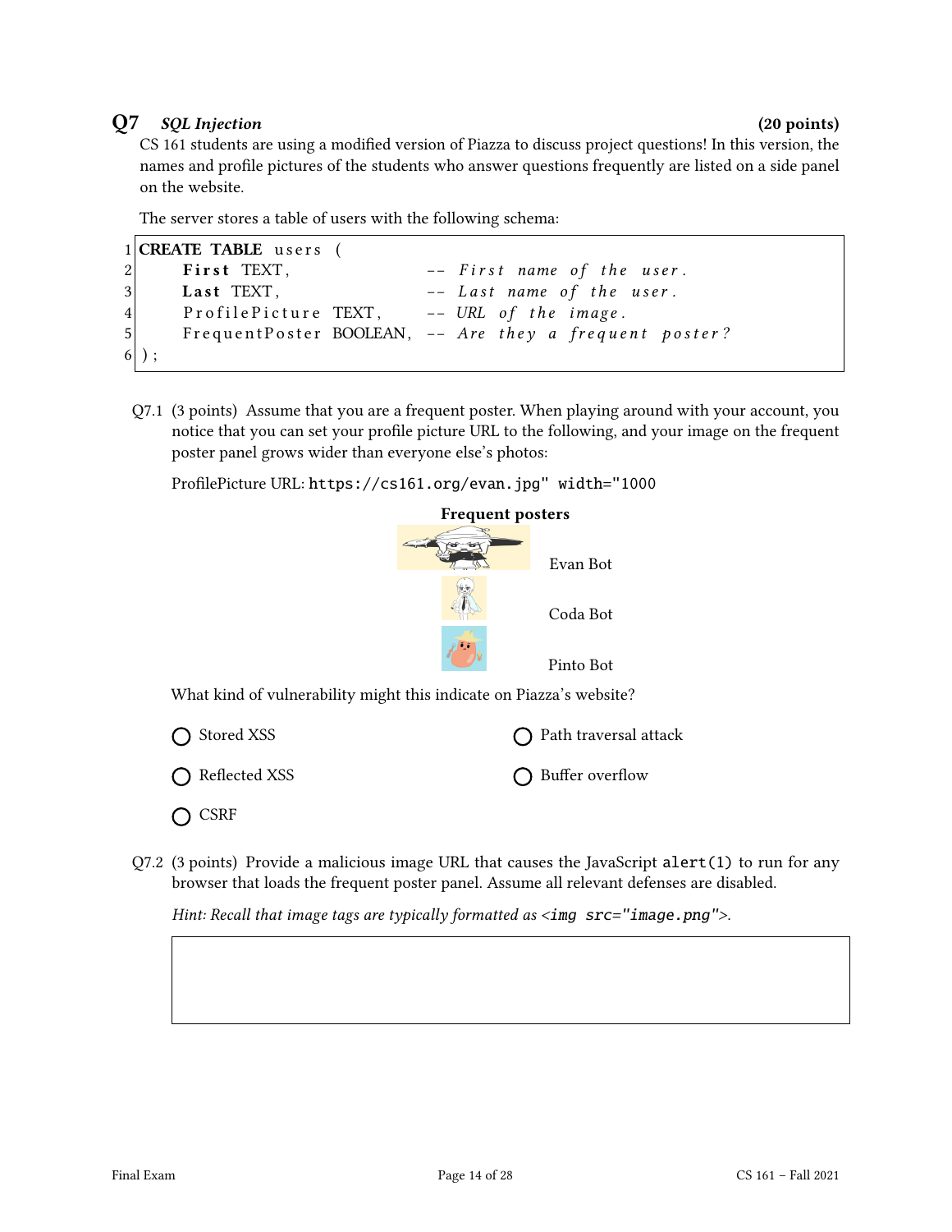## Q7 *SQL Injection* (20 points)

CS 161 students are using a modified version of Piazza to discuss project questions! In this version, the names and profile pictures of the students who answer questions frequently are listed on a side panel on the website.

The server stores a table of users with the following schema:

```
1 CREATE TABLE users (
2     First TEXT,                  -- First name of the user.
3     Last TEXT,                   -- Last name of the user.
4     ProfilePicture TEXT,         -- URL of the image.
5     FrequentPoster BOOLEAN,      -- Are they a frequent poster?
6 );
```

Q7.1 (3 points) Assume that you are a frequent poster. When playing around with your account, you notice that you can set your profile picture URL to the following, and your image on the frequent poster panel grows wider than everyone else's photos:

ProfilePicture URL: `https://cs161.org/evan.jpg" width="1000`

**Frequent posters**

Evan Bot

Coda Bot

Pinto Bot

What kind of vulnerability might this indicate on Piazza's website?

◯ Stored XSS

◯ Path traversal attack

◯ Reflected XSS

◯ Buffer overflow

◯ CSRF

Q7.2 (3 points) Provide a malicious image URL that causes the JavaScript `alert(1)` to run for any browser that loads the frequent poster panel. Assume all relevant defenses are disabled.

*Hint: Recall that image tags are typically formatted as* `<img src="image.png">`.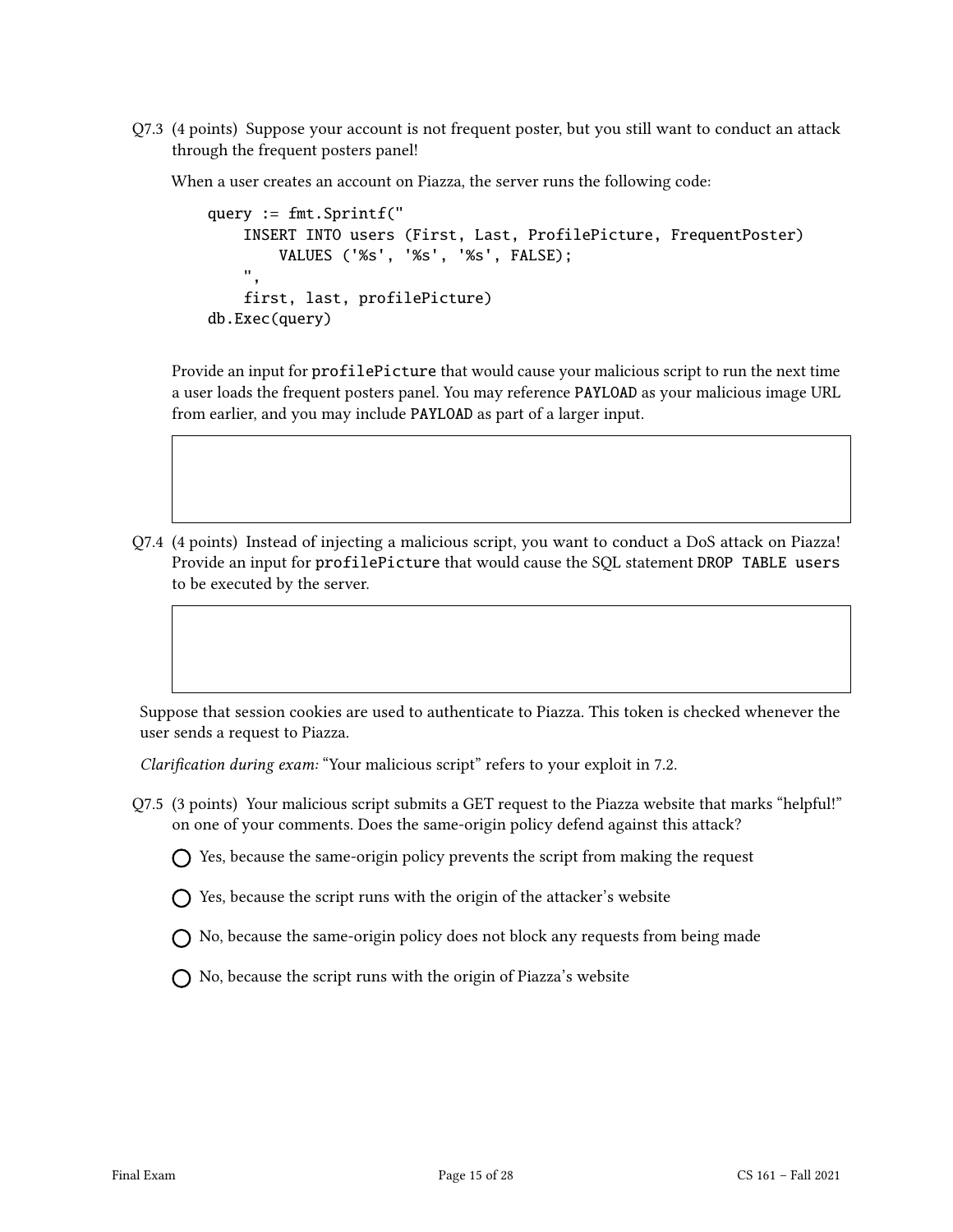Q7.3 (4 points) Suppose your account is not frequent poster, but you still want to conduct an attack through the frequent posters panel!

When a user creates an account on Piazza, the server runs the following code:

```
query := fmt.Sprintf("
    INSERT INTO users (First, Last, ProfilePicture, FrequentPoster)
        VALUES ('%s', '%s', '%s', FALSE);
    ",
    first, last, profilePicture)
db.Exec(query)
```

Provide an input for profilePicture that would cause your malicious script to run the next time a user loads the frequent posters panel. You may reference PAYLOAD as your malicious image URL from earlier, and you may include PAYLOAD as part of a larger input.

Q7.4 (4 points) Instead of injecting a malicious script, you want to conduct a DoS attack on Piazza! Provide an input for profilePicture that would cause the SQL statement DROP TABLE users to be executed by the server.

Suppose that session cookies are used to authenticate to Piazza. This token is checked whenever the user sends a request to Piazza.

*Clarification during exam:* "Your malicious script" refers to your exploit in 7.2.

Q7.5 (3 points) Your malicious script submits a GET request to the Piazza website that marks "helpful!" on one of your comments. Does the same-origin policy defend against this attack?

- ◯ Yes, because the same-origin policy prevents the script from making the request
- ◯ Yes, because the script runs with the origin of the attacker's website
- ◯ No, because the same-origin policy does not block any requests from being made
- ◯ No, because the script runs with the origin of Piazza's website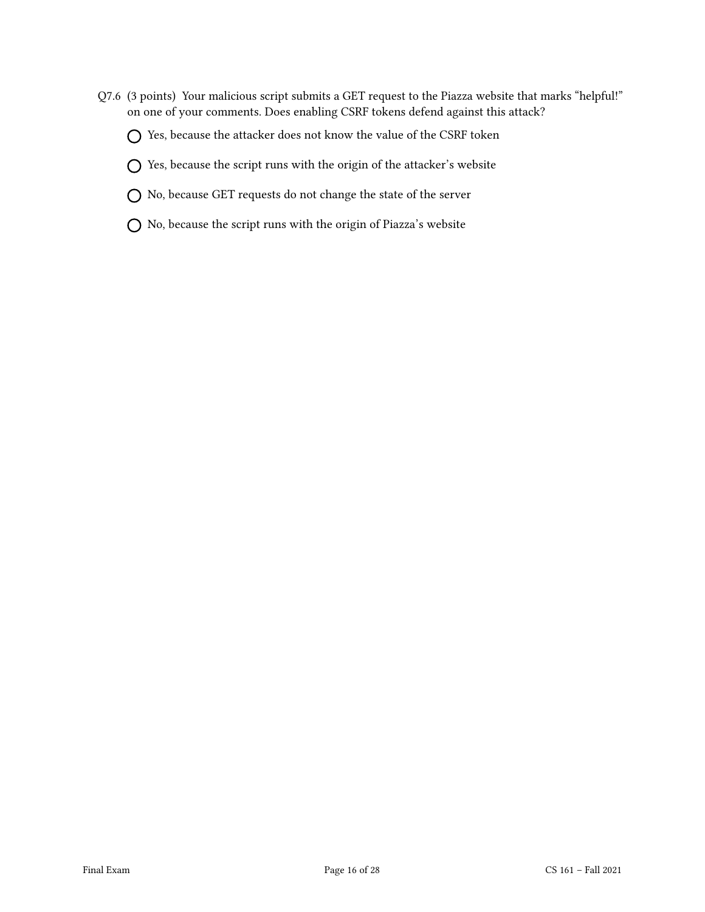Q7.6 (3 points) Your malicious script submits a GET request to the Piazza website that marks "helpful!" on one of your comments. Does enabling CSRF tokens defend against this attack?

◯ Yes, because the attacker does not know the value of the CSRF token

◯ Yes, because the script runs with the origin of the attacker's website

◯ No, because GET requests do not change the state of the server

◯ No, because the script runs with the origin of Piazza's website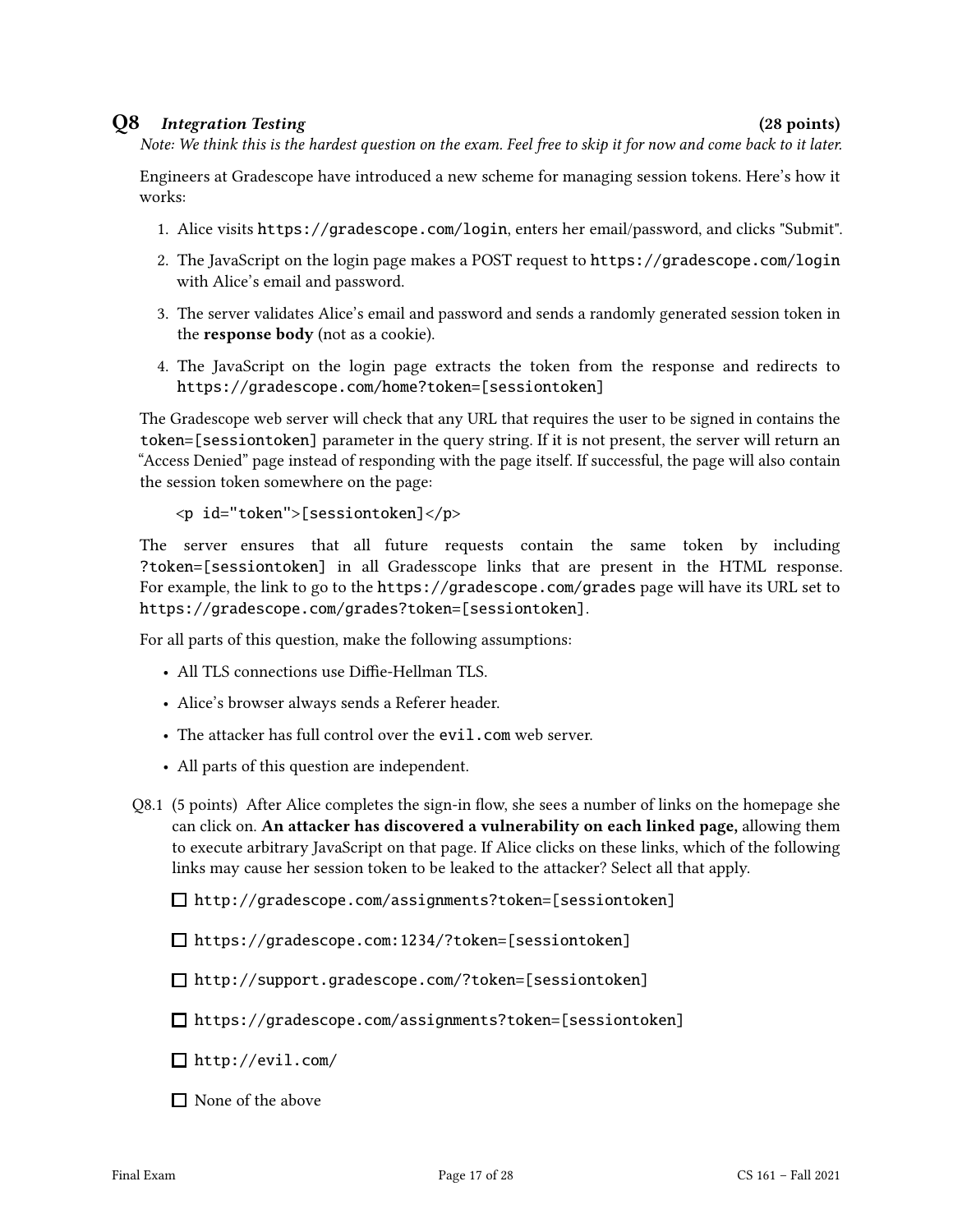## Q8 *Integration Testing* (28 points)

*Note: We think this is the hardest question on the exam. Feel free to skip it for now and come back to it later.*

Engineers at Gradescope have introduced a new scheme for managing session tokens. Here's how it works:

1. Alice visits `https://gradescope.com/login`, enters her email/password, and clicks "Submit".
2. The JavaScript on the login page makes a POST request to `https://gradescope.com/login` with Alice's email and password.
3. The server validates Alice's email and password and sends a randomly generated session token in the **response body** (not as a cookie).
4. The JavaScript on the login page extracts the token from the response and redirects to `https://gradescope.com/home?token=[sessiontoken]`

The Gradescope web server will check that any URL that requires the user to be signed in contains the `token=[sessiontoken]` parameter in the query string. If it is not present, the server will return an "Access Denied" page instead of responding with the page itself. If successful, the page will also contain the session token somewhere on the page:

```
<p id="token">[sessiontoken]</p>
```

The server ensures that all future requests contain the same token by including `?token=[sessiontoken]` in all Gradesscope links that are present in the HTML response. For example, the link to go to the `https://gradescope.com/grades` page will have its URL set to `https://gradescope.com/grades?token=[sessiontoken]`.

For all parts of this question, make the following assumptions:

- All TLS connections use Diffie-Hellman TLS.
- Alice's browser always sends a Referer header.
- The attacker has full control over the `evil.com` web server.
- All parts of this question are independent.

Q8.1 (5 points) After Alice completes the sign-in flow, she sees a number of links on the homepage she can click on. **An attacker has discovered a vulnerability on each linked page,** allowing them to execute arbitrary JavaScript on that page. If Alice clicks on these links, which of the following links may cause her session token to be leaked to the attacker? Select all that apply.

- ☐ `http://gradescope.com/assignments?token=[sessiontoken]`
- ☐ `https://gradescope.com:1234/?token=[sessiontoken]`
- ☐ `http://support.gradescope.com/?token=[sessiontoken]`
- ☐ `https://gradescope.com/assignments?token=[sessiontoken]`
- ☐ `http://evil.com/`
- ☐ None of the above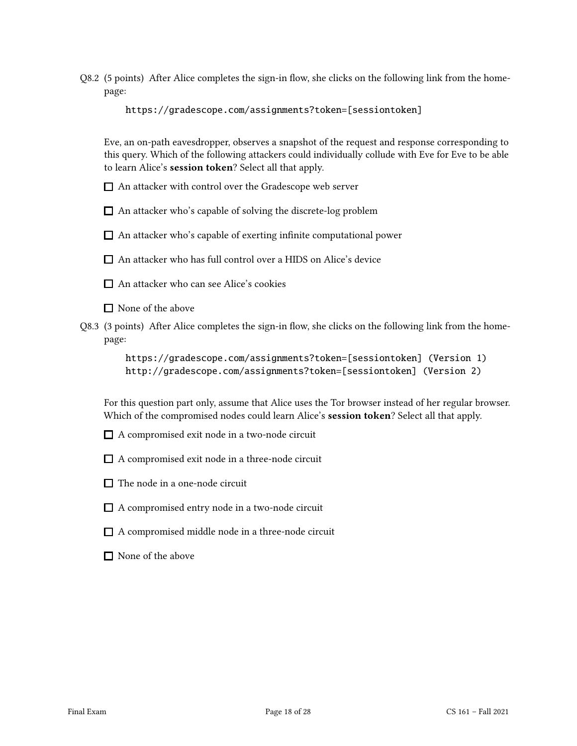Q8.2 (5 points) After Alice completes the sign-in flow, she clicks on the following link from the homepage:

```
https://gradescope.com/assignments?token=[sessiontoken]
```

Eve, an on-path eavesdropper, observes a snapshot of the request and response corresponding to this query. Which of the following attackers could individually collude with Eve for Eve to be able to learn Alice's **session token**? Select all that apply.

- ☐ An attacker with control over the Gradescope web server
- ☐ An attacker who's capable of solving the discrete-log problem
- ☐ An attacker who's capable of exerting infinite computational power
- ☐ An attacker who has full control over a HIDS on Alice's device
- ☐ An attacker who can see Alice's cookies
- ☐ None of the above

Q8.3 (3 points) After Alice completes the sign-in flow, she clicks on the following link from the homepage:

```
https://gradescope.com/assignments?token=[sessiontoken] (Version 1)
http://gradescope.com/assignments?token=[sessiontoken] (Version 2)
```

For this question part only, assume that Alice uses the Tor browser instead of her regular browser. Which of the compromised nodes could learn Alice's **session token**? Select all that apply.

- ☐ A compromised exit node in a two-node circuit
- ☐ A compromised exit node in a three-node circuit
- ☐ The node in a one-node circuit
- ☐ A compromised entry node in a two-node circuit
- ☐ A compromised middle node in a three-node circuit
- ☐ None of the above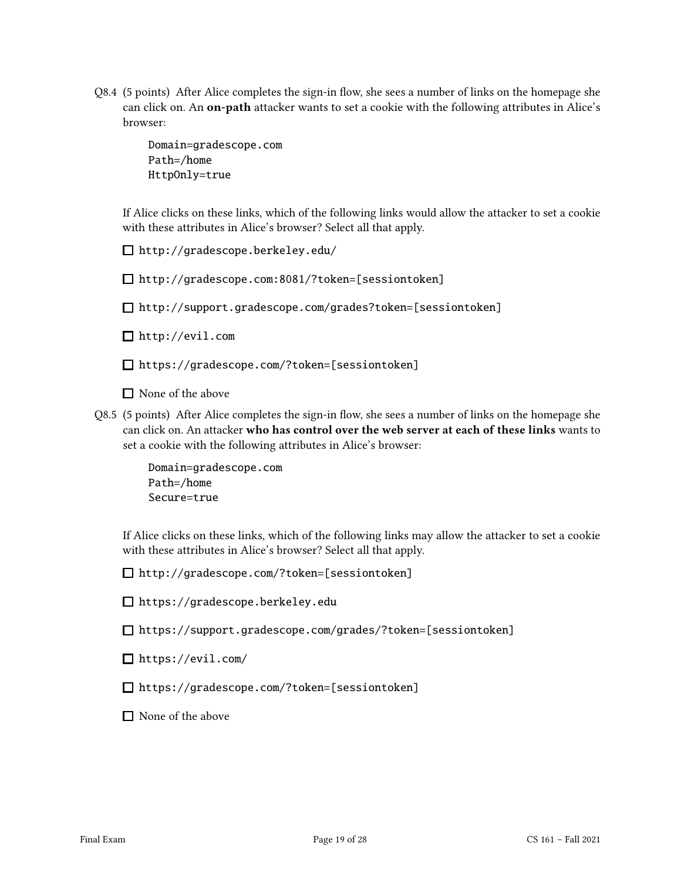Q8.4 (5 points) After Alice completes the sign-in flow, she sees a number of links on the homepage she can click on. An **on-path** attacker wants to set a cookie with the following attributes in Alice's browser:

```
Domain=gradescope.com
Path=/home
HttpOnly=true
```

If Alice clicks on these links, which of the following links would allow the attacker to set a cookie with these attributes in Alice's browser? Select all that apply.

- ☐ `http://gradescope.berkeley.edu/`
- ☐ `http://gradescope.com:8081/?token=[sessiontoken]`
- ☐ `http://support.gradescope.com/grades?token=[sessiontoken]`
- ☐ `http://evil.com`
- ☐ `https://gradescope.com/?token=[sessiontoken]`
- ☐ None of the above

Q8.5 (5 points) After Alice completes the sign-in flow, she sees a number of links on the homepage she can click on. An attacker **who has control over the web server at each of these links** wants to set a cookie with the following attributes in Alice's browser:

```
Domain=gradescope.com
Path=/home
Secure=true
```

If Alice clicks on these links, which of the following links may allow the attacker to set a cookie with these attributes in Alice's browser? Select all that apply.

- ☐ `http://gradescope.com/?token=[sessiontoken]`
- ☐ `https://gradescope.berkeley.edu`
- ☐ `https://support.gradescope.com/grades/?token=[sessiontoken]`
- ☐ `https://evil.com/`
- ☐ `https://gradescope.com/?token=[sessiontoken]`
- ☐ None of the above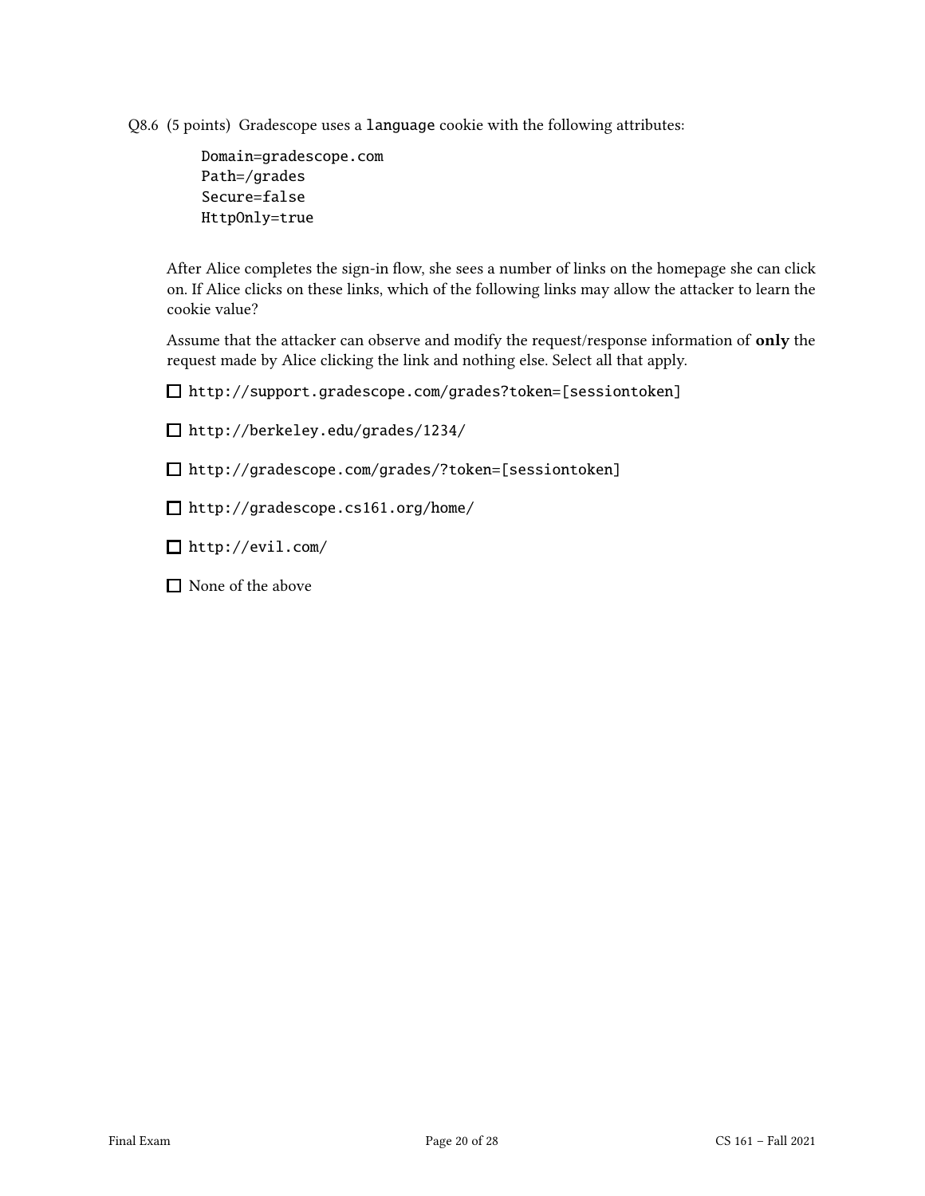Q8.6 (5 points) Gradescope uses a `language` cookie with the following attributes:

```
Domain=gradescope.com
Path=/grades
Secure=false
HttpOnly=true
```

After Alice completes the sign-in flow, she sees a number of links on the homepage she can click on. If Alice clicks on these links, which of the following links may allow the attacker to learn the cookie value?

Assume that the attacker can observe and modify the request/response information of **only** the request made by Alice clicking the link and nothing else. Select all that apply.

☐ `http://support.gradescope.com/grades?token=[sessiontoken]`

☐ `http://berkeley.edu/grades/1234/`

☐ `http://gradescope.com/grades/?token=[sessiontoken]`

☐ `http://gradescope.cs161.org/home/`

☐ `http://evil.com/`

☐ None of the above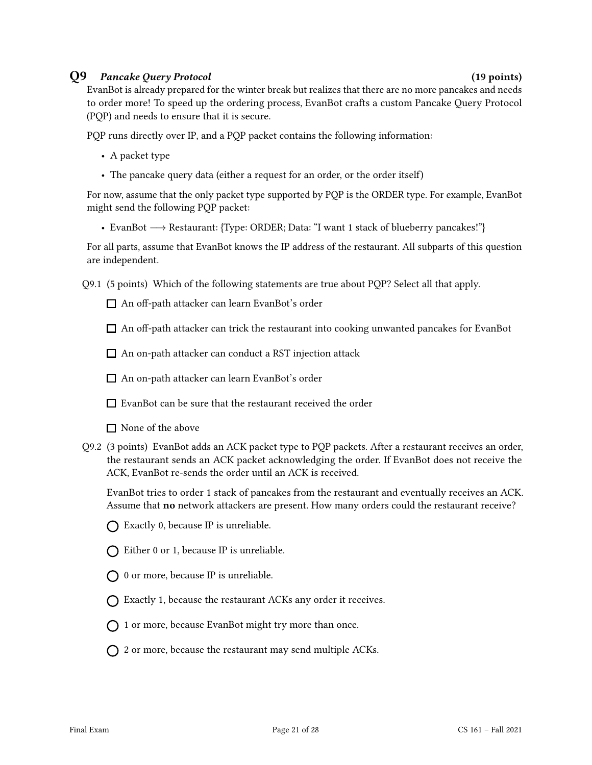## Q9 *Pancake Query Protocol* **(19 points)**

EvanBot is already prepared for the winter break but realizes that there are no more pancakes and needs to order more! To speed up the ordering process, EvanBot crafts a custom Pancake Query Protocol (PQP) and needs to ensure that it is secure.

PQP runs directly over IP, and a PQP packet contains the following information:

- A packet type
- The pancake query data (either a request for an order, or the order itself)

For now, assume that the only packet type supported by PQP is the ORDER type. For example, EvanBot might send the following PQP packet:

- EvanBot $\longrightarrow$ Restaurant: {Type: ORDER; Data: "I want 1 stack of blueberry pancakes!"}

For all parts, assume that EvanBot knows the IP address of the restaurant. All subparts of this question are independent.

Q9.1 (5 points) Which of the following statements are true about PQP? Select all that apply.

☐ An off-path attacker can learn EvanBot's order

☐ An off-path attacker can trick the restaurant into cooking unwanted pancakes for EvanBot

☐ An on-path attacker can conduct a RST injection attack

☐ An on-path attacker can learn EvanBot's order

☐ EvanBot can be sure that the restaurant received the order

☐ None of the above

Q9.2 (3 points) EvanBot adds an ACK packet type to PQP packets. After a restaurant receives an order, the restaurant sends an ACK packet acknowledging the order. If EvanBot does not receive the ACK, EvanBot re-sends the order until an ACK is received.

EvanBot tries to order 1 stack of pancakes from the restaurant and eventually receives an ACK. Assume that **no** network attackers are present. How many orders could the restaurant receive?

◯ Exactly 0, because IP is unreliable.

◯ Either 0 or 1, because IP is unreliable.

◯ 0 or more, because IP is unreliable.

◯ Exactly 1, because the restaurant ACKs any order it receives.

◯ 1 or more, because EvanBot might try more than once.

◯ 2 or more, because the restaurant may send multiple ACKs.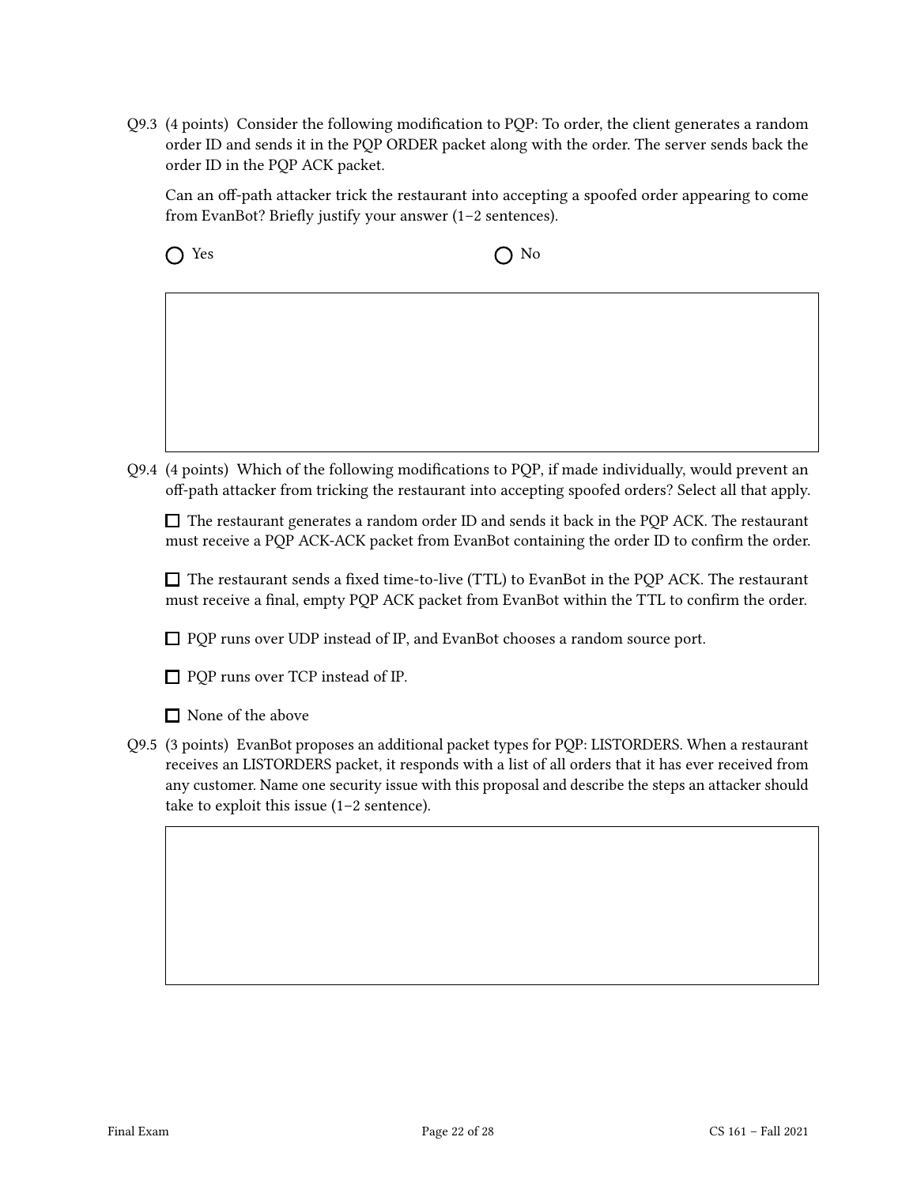Q9.3 (4 points) Consider the following modification to PQP: To order, the client generates a random order ID and sends it in the PQP ORDER packet along with the order. The server sends back the order ID in the PQP ACK packet.

Can an off-path attacker trick the restaurant into accepting a spoofed order appearing to come from EvanBot? Briefly justify your answer (1–2 sentences).

○ Yes ○ No

Q9.4 (4 points) Which of the following modifications to PQP, if made individually, would prevent an off-path attacker from tricking the restaurant into accepting spoofed orders? Select all that apply.

☐ The restaurant generates a random order ID and sends it back in the PQP ACK. The restaurant must receive a PQP ACK-ACK packet from EvanBot containing the order ID to confirm the order.

☐ The restaurant sends a fixed time-to-live (TTL) to EvanBot in the PQP ACK. The restaurant must receive a final, empty PQP ACK packet from EvanBot within the TTL to confirm the order.

☐ PQP runs over UDP instead of IP, and EvanBot chooses a random source port.

☐ PQP runs over TCP instead of IP.

☐ None of the above

Q9.5 (3 points) EvanBot proposes an additional packet types for PQP: LISTORDERS. When a restaurant receives an LISTORDERS packet, it responds with a list of all orders that it has ever received from any customer. Name one security issue with this proposal and describe the steps an attacker should take to exploit this issue (1–2 sentence).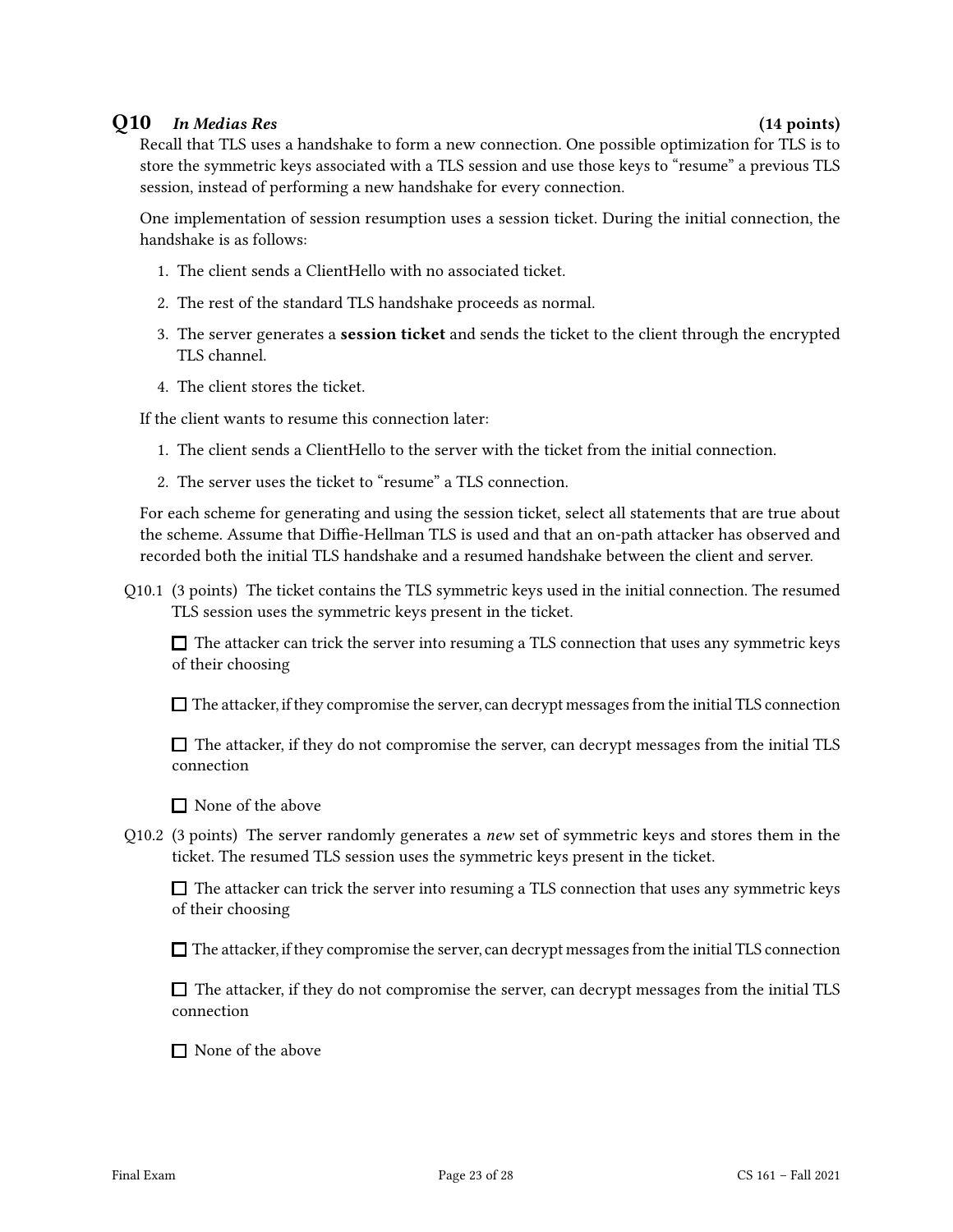## Q10 *In Medias Res* (14 points)

Recall that TLS uses a handshake to form a new connection. One possible optimization for TLS is to store the symmetric keys associated with a TLS session and use those keys to "resume" a previous TLS session, instead of performing a new handshake for every connection.

One implementation of session resumption uses a session ticket. During the initial connection, the handshake is as follows:

1. The client sends a ClientHello with no associated ticket.
2. The rest of the standard TLS handshake proceeds as normal.
3. The server generates a **session ticket** and sends the ticket to the client through the encrypted TLS channel.
4. The client stores the ticket.

If the client wants to resume this connection later:

1. The client sends a ClientHello to the server with the ticket from the initial connection.
2. The server uses the ticket to "resume" a TLS connection.

For each scheme for generating and using the session ticket, select all statements that are true about the scheme. Assume that Diffie-Hellman TLS is used and that an on-path attacker has observed and recorded both the initial TLS handshake and a resumed handshake between the client and server.

Q10.1 (3 points) The ticket contains the TLS symmetric keys used in the initial connection. The resumed TLS session uses the symmetric keys present in the ticket.

☐ The attacker can trick the server into resuming a TLS connection that uses any symmetric keys of their choosing

☐ The attacker, if they compromise the server, can decrypt messages from the initial TLS connection

☐ The attacker, if they do not compromise the server, can decrypt messages from the initial TLS connection

☐ None of the above

Q10.2 (3 points) The server randomly generates a *new* set of symmetric keys and stores them in the ticket. The resumed TLS session uses the symmetric keys present in the ticket.

☐ The attacker can trick the server into resuming a TLS connection that uses any symmetric keys of their choosing

☐ The attacker, if they compromise the server, can decrypt messages from the initial TLS connection

☐ The attacker, if they do not compromise the server, can decrypt messages from the initial TLS connection

☐ None of the above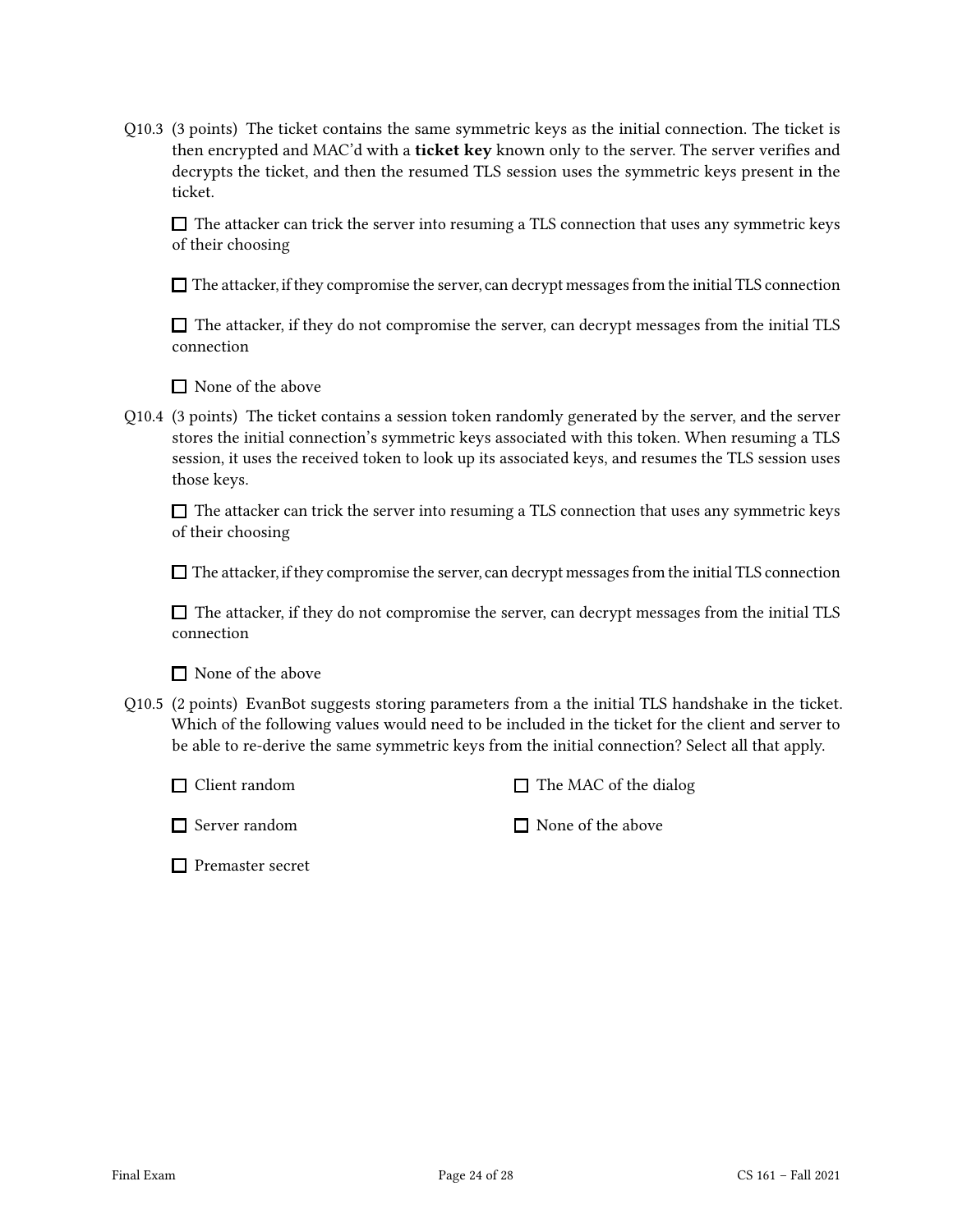Q10.3 (3 points) The ticket contains the same symmetric keys as the initial connection. The ticket is then encrypted and MAC'd with a **ticket key** known only to the server. The server verifies and decrypts the ticket, and then the resumed TLS session uses the symmetric keys present in the ticket.

☐ The attacker can trick the server into resuming a TLS connection that uses any symmetric keys of their choosing

☐ The attacker, if they compromise the server, can decrypt messages from the initial TLS connection

☐ The attacker, if they do not compromise the server, can decrypt messages from the initial TLS connection

☐ None of the above

Q10.4 (3 points) The ticket contains a session token randomly generated by the server, and the server stores the initial connection's symmetric keys associated with this token. When resuming a TLS session, it uses the received token to look up its associated keys, and resumes the TLS session uses those keys.

☐ The attacker can trick the server into resuming a TLS connection that uses any symmetric keys of their choosing

☐ The attacker, if they compromise the server, can decrypt messages from the initial TLS connection

☐ The attacker, if they do not compromise the server, can decrypt messages from the initial TLS connection

☐ None of the above

Q10.5 (2 points) EvanBot suggests storing parameters from a the initial TLS handshake in the ticket. Which of the following values would need to be included in the ticket for the client and server to be able to re-derive the same symmetric keys from the initial connection? Select all that apply.

☐ Client random

☐ Server random

☐ Premaster secret

☐ The MAC of the dialog

☐ None of the above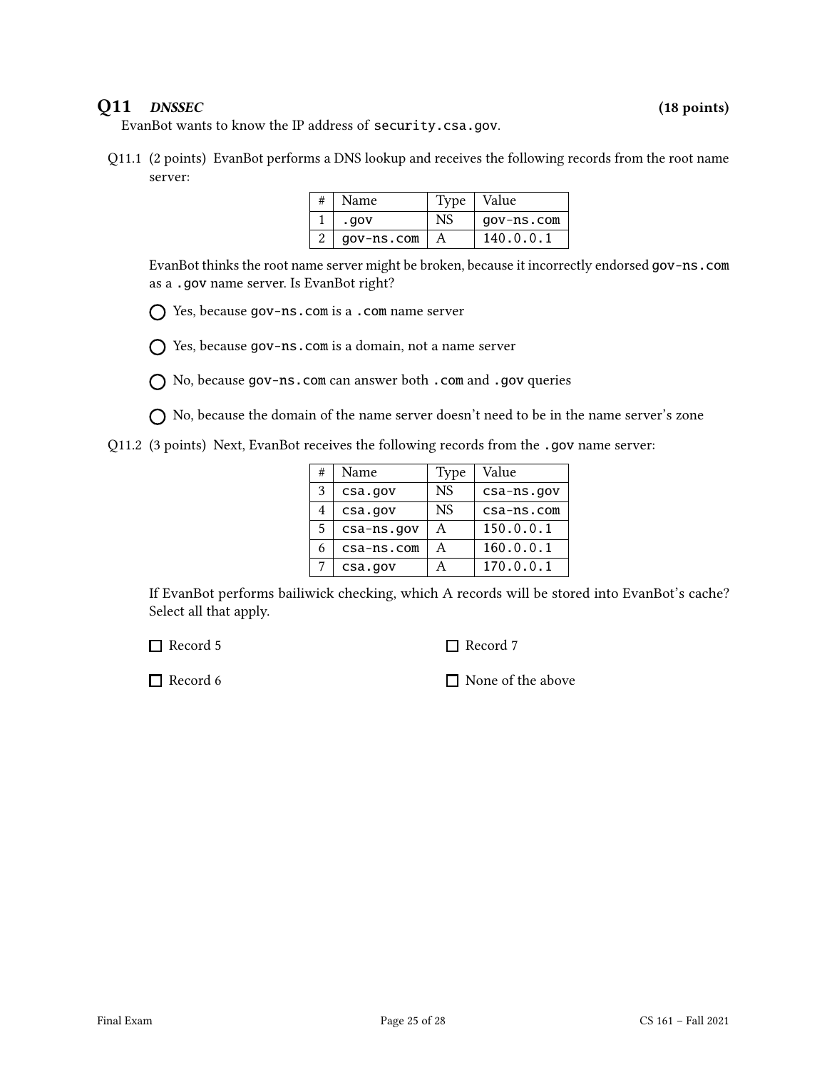## Q11 *DNSSEC* (18 points)

EvanBot wants to know the IP address of `security.csa.gov`.

Q11.1 (2 points) EvanBot performs a DNS lookup and receives the following records from the root name server:

| # | Name | Type | Value |
|---|---|---|---|
| 1 | `.gov` | NS | `gov-ns.com` |
| 2 | `gov-ns.com` | A | `140.0.0.1` |

EvanBot thinks the root name server might be broken, because it incorrectly endorsed `gov-ns.com` as a `.gov` name server. Is EvanBot right?

◯ Yes, because `gov-ns.com` is a `.com` name server

◯ Yes, because `gov-ns.com` is a domain, not a name server

◯ No, because `gov-ns.com` can answer both `.com` and `.gov` queries

◯ No, because the domain of the name server doesn't need to be in the name server's zone

Q11.2 (3 points) Next, EvanBot receives the following records from the `.gov` name server:

| # | Name | Type | Value |
|---|---|---|---|
| 3 | `csa.gov` | NS | `csa-ns.gov` |
| 4 | `csa.gov` | NS | `csa-ns.com` |
| 5 | `csa-ns.gov` | A | `150.0.0.1` |
| 6 | `csa-ns.com` | A | `160.0.0.1` |
| 7 | `csa.gov` | A | `170.0.0.1` |

If EvanBot performs bailiwick checking, which A records will be stored into EvanBot's cache? Select all that apply.

☐ Record 5

☐ Record 6

☐ Record 7

☐ None of the above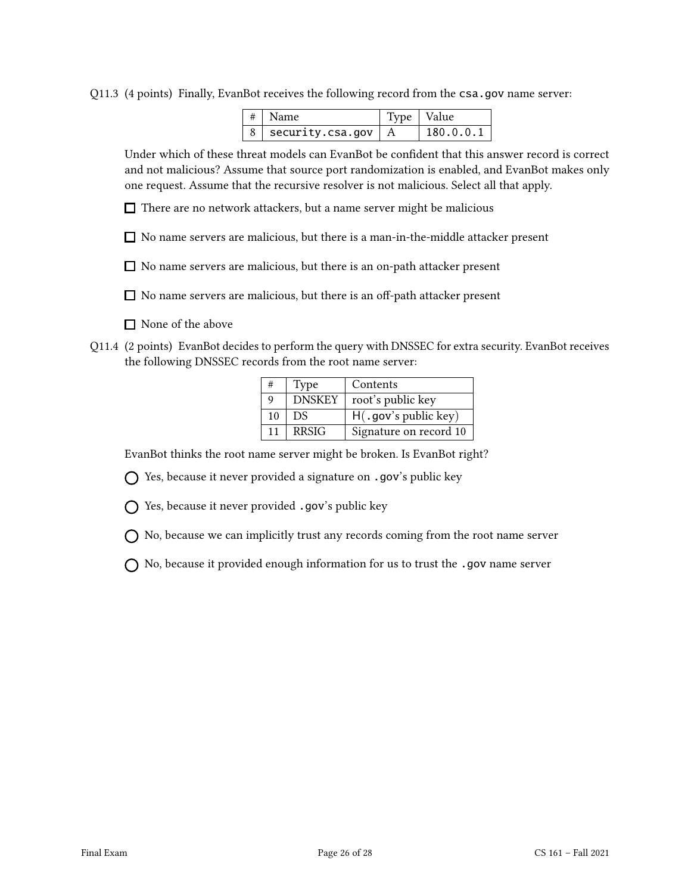Q11.3 (4 points) Finally, EvanBot receives the following record from the `csa.gov` name server:

| # | Name | Type | Value |
| --- | --- | --- | --- |
| 8 | `security.csa.gov` | A | `180.0.0.1` |

Under which of these threat models can EvanBot be confident that this answer record is correct and not malicious? Assume that source port randomization is enabled, and EvanBot makes only one request. Assume that the recursive resolver is not malicious. Select all that apply.

☐ There are no network attackers, but a name server might be malicious

☐ No name servers are malicious, but there is a man-in-the-middle attacker present

☐ No name servers are malicious, but there is an on-path attacker present

☐ No name servers are malicious, but there is an off-path attacker present

☐ None of the above

Q11.4 (2 points) EvanBot decides to perform the query with DNSSEC for extra security. EvanBot receives the following DNSSEC records from the root name server:

| # | Type | Contents |
| --- | --- | --- |
| 9 | DNSKEY | root's public key |
| 10 | DS | H(`.gov`'s public key) |
| 11 | RRSIG | Signature on record 10 |

EvanBot thinks the root name server might be broken. Is EvanBot right?

◯ Yes, because it never provided a signature on `.gov`'s public key

◯ Yes, because it never provided `.gov`'s public key

◯ No, because we can implicitly trust any records coming from the root name server

◯ No, because it provided enough information for us to trust the `.gov` name server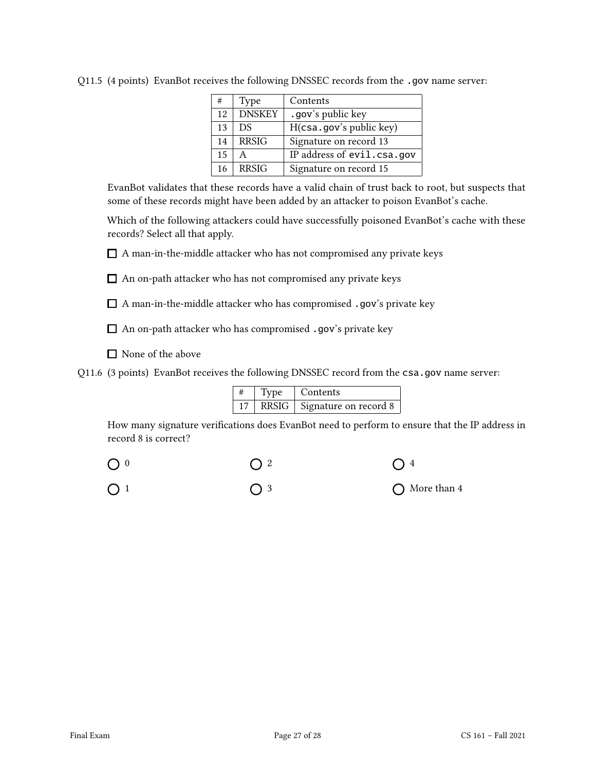Q11.5 (4 points) EvanBot receives the following DNSSEC records from the `.gov` name server:

| # | Type | Contents |
|---|---|---|
| 12 | DNSKEY | `.gov`'s public key |
| 13 | DS | H(`csa.gov`'s public key) |
| 14 | RRSIG | Signature on record 13 |
| 15 | A | IP address of `evil.csa.gov` |
| 16 | RRSIG | Signature on record 15 |

EvanBot validates that these records have a valid chain of trust back to root, but suspects that some of these records might have been added by an attacker to poison EvanBot's cache.

Which of the following attackers could have successfully poisoned EvanBot's cache with these records? Select all that apply.

☐ A man-in-the-middle attacker who has not compromised any private keys

☐ An on-path attacker who has not compromised any private keys

☐ A man-in-the-middle attacker who has compromised `.gov`'s private key

☐ An on-path attacker who has compromised `.gov`'s private key

☐ None of the above

Q11.6 (3 points) EvanBot receives the following DNSSEC record from the `csa.gov` name server:

| # | Type | Contents |
|---|---|---|
| 17 | RRSIG | Signature on record 8 |

How many signature verifications does EvanBot need to perform to ensure that the IP address in record 8 is correct?

◯ 0

◯ 1

◯ 2

◯ 3

◯ 4

◯ More than 4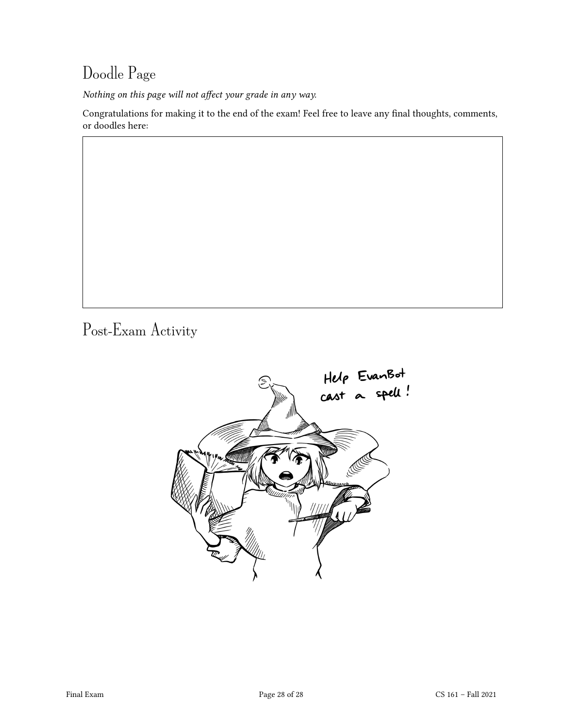# Doodle Page

*Nothing on this page will not affect your grade in any way.*

Congratulations for making it to the end of the exam! Feel free to leave any final thoughts, comments, or doodles here:

# Post-Exam Activity